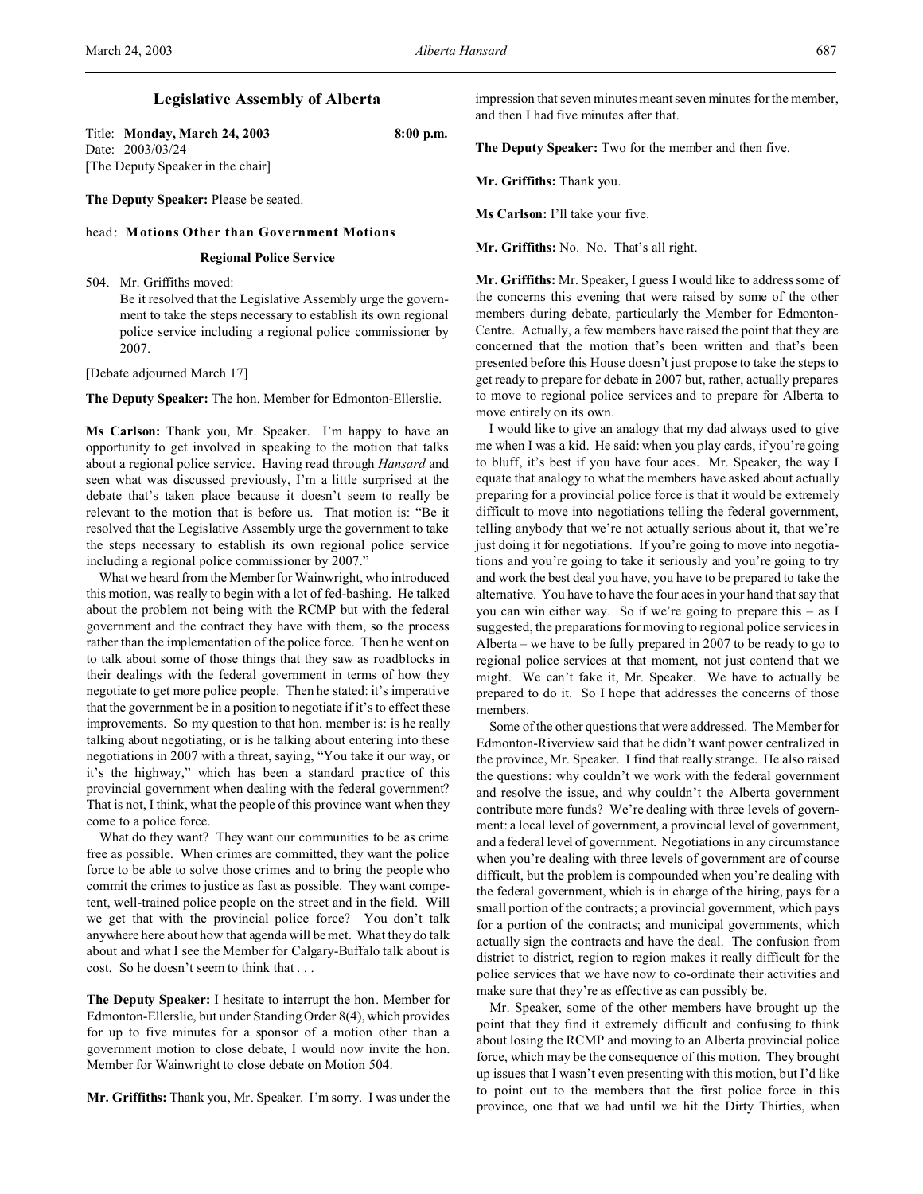# Legislative Assembly of Alberta

Title: **Monday, March 24, 2003** **8:00 p.m.**
Date: 2003/03/24
[The Deputy Speaker in the chair]

**The Deputy Speaker:** Please be seated.

head: **Motions Other than Government Motions**

### Regional Police Service

504. Mr. Griffiths moved:
Be it resolved that the Legislative Assembly urge the government to take the steps necessary to establish its own regional police service including a regional police commissioner by 2007.

[Debate adjourned March 17]

**The Deputy Speaker:** The hon. Member for Edmonton-Ellerslie.

**Ms Carlson:** Thank you, Mr. Speaker. I'm happy to have an opportunity to get involved in speaking to the motion that talks about a regional police service. Having read through *Hansard* and seen what was discussed previously, I'm a little surprised at the debate that's taken place because it doesn't seem to really be relevant to the motion that is before us. That motion is: "Be it resolved that the Legislative Assembly urge the government to take the steps necessary to establish its own regional police service including a regional police commissioner by 2007."

What we heard from the Member for Wainwright, who introduced this motion, was really to begin with a lot of fed-bashing. He talked about the problem not being with the RCMP but with the federal government and the contract they have with them, so the process rather than the implementation of the police force. Then he went on to talk about some of those things that they saw as roadblocks in their dealings with the federal government in terms of how they negotiate to get more police people. Then he stated: it's imperative that the government be in a position to negotiate if it's to effect these improvements. So my question to that hon. member is: is he really talking about negotiating, or is he talking about entering into these negotiations in 2007 with a threat, saying, "You take it our way, or it's the highway," which has been a standard practice of this provincial government when dealing with the federal government? That is not, I think, what the people of this province want when they come to a police force.

What do they want? They want our communities to be as crime free as possible. When crimes are committed, they want the police force to be able to solve those crimes and to bring the people who commit the crimes to justice as fast as possible. They want competent, well-trained police people on the street and in the field. Will we get that with the provincial police force? You don't talk anywhere here about how that agenda will be met. What they do talk about and what I see the Member for Calgary-Buffalo talk about is cost. So he doesn't seem to think that . . .

**The Deputy Speaker:** I hesitate to interrupt the hon. Member for Edmonton-Ellerslie, but under Standing Order 8(4), which provides for up to five minutes for a sponsor of a motion other than a government motion to close debate, I would now invite the hon. Member for Wainwright to close debate on Motion 504.

**Mr. Griffiths:** Thank you, Mr. Speaker. I'm sorry. I was under the impression that seven minutes meant seven minutes for the member, and then I had five minutes after that.

**The Deputy Speaker:** Two for the member and then five.

**Mr. Griffiths:** Thank you.

**Ms Carlson:** I'll take your five.

**Mr. Griffiths:** No. No. That's all right.

**Mr. Griffiths:** Mr. Speaker, I guess I would like to address some of the concerns this evening that were raised by some of the other members during debate, particularly the Member for Edmonton-Centre. Actually, a few members have raised the point that they are concerned that the motion that's been written and that's been presented before this House doesn't just propose to take the steps to get ready to prepare for debate in 2007 but, rather, actually prepares to move to regional police services and to prepare for Alberta to move entirely on its own.

I would like to give an analogy that my dad always used to give me when I was a kid. He said: when you play cards, if you're going to bluff, it's best if you have four aces. Mr. Speaker, the way I equate that analogy to what the members have asked about actually preparing for a provincial police force is that it would be extremely difficult to move into negotiations telling the federal government, telling anybody that we're not actually serious about it, that we're just doing it for negotiations. If you're going to move into negotiations and you're going to take it seriously and you're going to try and work the best deal you have, you have to be prepared to take the alternative. You have to have the four aces in your hand that say that you can win either way. So if we're going to prepare this – as I suggested, the preparations for moving to regional police services in Alberta – we have to be fully prepared in 2007 to be ready to go to regional police services at that moment, not just contend that we might. We can't fake it, Mr. Speaker. We have to actually be prepared to do it. So I hope that addresses the concerns of those members.

Some of the other questions that were addressed. The Member for Edmonton-Riverview said that he didn't want power centralized in the province, Mr. Speaker. I find that really strange. He also raised the questions: why couldn't we work with the federal government and resolve the issue, and why couldn't the Alberta government contribute more funds? We're dealing with three levels of government: a local level of government, a provincial level of government, and a federal level of government. Negotiations in any circumstance when you're dealing with three levels of government are of course difficult, but the problem is compounded when you're dealing with the federal government, which is in charge of the hiring, pays for a small portion of the contracts; a provincial government, which pays for a portion of the contracts; and municipal governments, which actually sign the contracts and have the deal. The confusion from district to district, region to region makes it really difficult for the police services that we have now to co-ordinate their activities and make sure that they're as effective as can possibly be.

Mr. Speaker, some of the other members have brought up the point that they find it extremely difficult and confusing to think about losing the RCMP and moving to an Alberta provincial police force, which may be the consequence of this motion. They brought up issues that I wasn't even presenting with this motion, but I'd like to point out to the members that the first police force in this province, one that we had until we hit the Dirty Thirties, when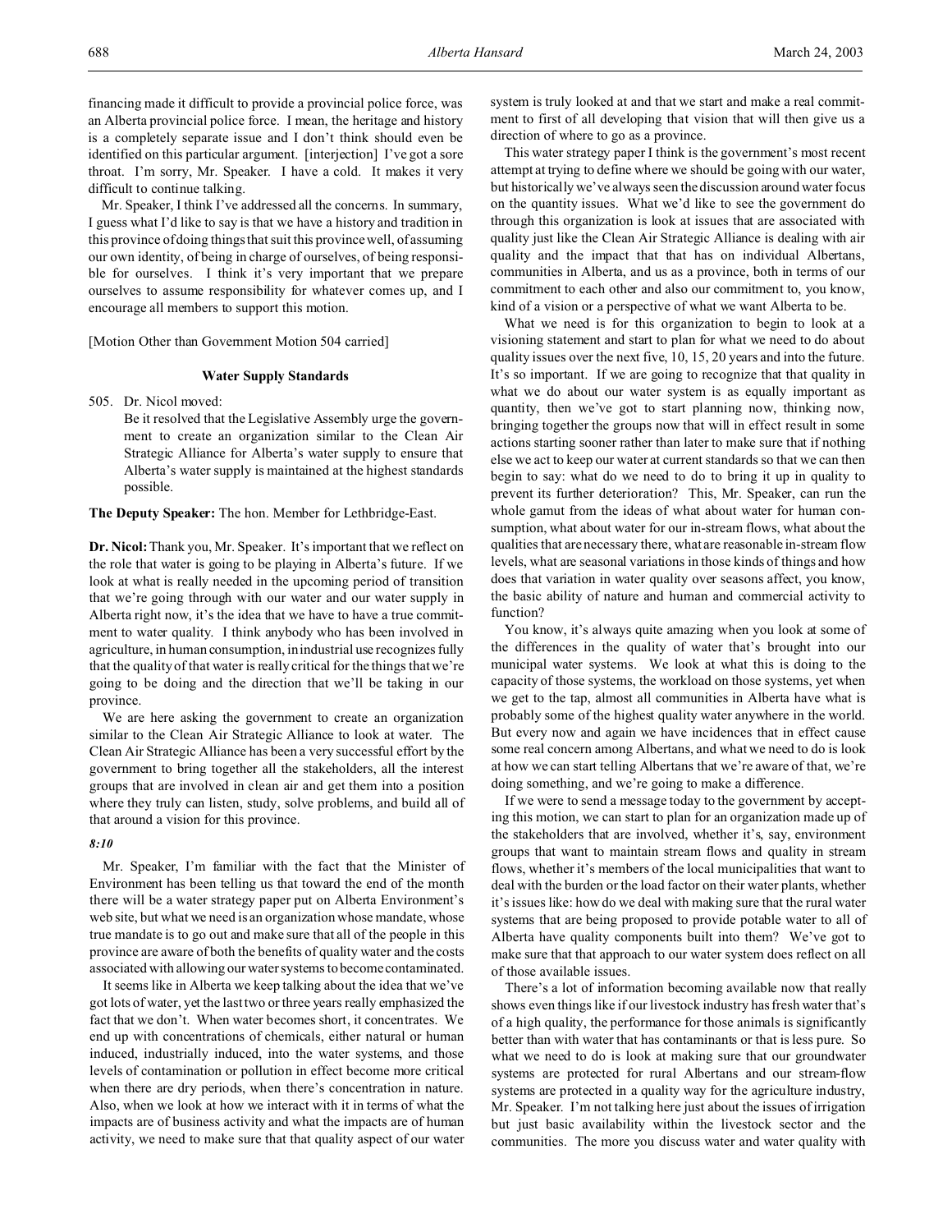financing made it difficult to provide a provincial police force, was an Alberta provincial police force. I mean, the heritage and history is a completely separate issue and I don't think should even be identified on this particular argument. [interjection] I've got a sore throat. I'm sorry, Mr. Speaker. I have a cold. It makes it very difficult to continue talking.

Mr. Speaker, I think I've addressed all the concerns. In summary, I guess what I'd like to say is that we have a history and tradition in this province of doing things that suit this province well, of assuming our own identity, of being in charge of ourselves, of being responsible for ourselves. I think it's very important that we prepare ourselves to assume responsibility for whatever comes up, and I encourage all members to support this motion.

[Motion Other than Government Motion 504 carried]

## Water Supply Standards

505. Dr. Nicol moved:

Be it resolved that the Legislative Assembly urge the government to create an organization similar to the Clean Air Strategic Alliance for Alberta's water supply to ensure that Alberta's water supply is maintained at the highest standards possible.

**The Deputy Speaker:** The hon. Member for Lethbridge-East.

**Dr. Nicol:** Thank you, Mr. Speaker. It's important that we reflect on the role that water is going to be playing in Alberta's future. If we look at what is really needed in the upcoming period of transition that we're going through with our water and our water supply in Alberta right now, it's the idea that we have to have a true commitment to water quality. I think anybody who has been involved in agriculture, in human consumption, in industrial use recognizes fully that the quality of that water is really critical for the things that we're going to be doing and the direction that we'll be taking in our province.

We are here asking the government to create an organization similar to the Clean Air Strategic Alliance to look at water. The Clean Air Strategic Alliance has been a very successful effort by the government to bring together all the stakeholders, all the interest groups that are involved in clean air and get them into a position where they truly can listen, study, solve problems, and build all of that around a vision for this province.

*8:10*

Mr. Speaker, I'm familiar with the fact that the Minister of Environment has been telling us that toward the end of the month there will be a water strategy paper put on Alberta Environment's web site, but what we need is an organization whose mandate, whose true mandate is to go out and make sure that all of the people in this province are aware of both the benefits of quality water and the costs associated with allowing our water systems to become contaminated.

It seems like in Alberta we keep talking about the idea that we've got lots of water, yet the last two or three years really emphasized the fact that we don't. When water becomes short, it concentrates. We end up with concentrations of chemicals, either natural or human induced, industrially induced, into the water systems, and those levels of contamination or pollution in effect become more critical when there are dry periods, when there's concentration in nature. Also, when we look at how we interact with it in terms of what the impacts are of business activity and what the impacts are of human activity, we need to make sure that that quality aspect of our water system is truly looked at and that we start and make a real commitment to first of all developing that vision that will then give us a direction of where to go as a province.

This water strategy paper I think is the government's most recent attempt at trying to define where we should be going with our water, but historically we've always seen the discussion around water focus on the quantity issues. What we'd like to see the government do through this organization is look at issues that are associated with quality just like the Clean Air Strategic Alliance is dealing with air quality and the impact that that has on individual Albertans, communities in Alberta, and us as a province, both in terms of our commitment to each other and also our commitment to, you know, kind of a vision or a perspective of what we want Alberta to be.

What we need is for this organization to begin to look at a visioning statement and start to plan for what we need to do about quality issues over the next five, 10, 15, 20 years and into the future. It's so important. If we are going to recognize that that quality in what we do about our water system is as equally important as quantity, then we've got to start planning now, thinking now, bringing together the groups now that will in effect result in some actions starting sooner rather than later to make sure that if nothing else we act to keep our water at current standards so that we can then begin to say: what do we need to do to bring it up in quality to prevent its further deterioration? This, Mr. Speaker, can run the whole gamut from the ideas of what about water for human consumption, what about water for our in-stream flows, what about the qualities that are necessary there, what are reasonable in-stream flow levels, what are seasonal variations in those kinds of things and how does that variation in water quality over seasons affect, you know, the basic ability of nature and human and commercial activity to function?

You know, it's always quite amazing when you look at some of the differences in the quality of water that's brought into our municipal water systems. We look at what this is doing to the capacity of those systems, the workload on those systems, yet when we get to the tap, almost all communities in Alberta have what is probably some of the highest quality water anywhere in the world. But every now and again we have incidences that in effect cause some real concern among Albertans, and what we need to do is look at how we can start telling Albertans that we're aware of that, we're doing something, and we're going to make a difference.

If we were to send a message today to the government by accepting this motion, we can start to plan for an organization made up of the stakeholders that are involved, whether it's, say, environment groups that want to maintain stream flows and quality in stream flows, whether it's members of the local municipalities that want to deal with the burden or the load factor on their water plants, whether it's issues like: how do we deal with making sure that the rural water systems that are being proposed to provide potable water to all of Alberta have quality components built into them? We've got to make sure that that approach to our water system does reflect on all of those available issues.

There's a lot of information becoming available now that really shows even things like if our livestock industry has fresh water that's of a high quality, the performance for those animals is significantly better than with water that has contaminants or that is less pure. So what we need to do is look at making sure that our groundwater systems are protected for rural Albertans and our stream-flow systems are protected in a quality way for the agriculture industry, Mr. Speaker. I'm not talking here just about the issues of irrigation but just basic availability within the livestock sector and the communities. The more you discuss water and water quality with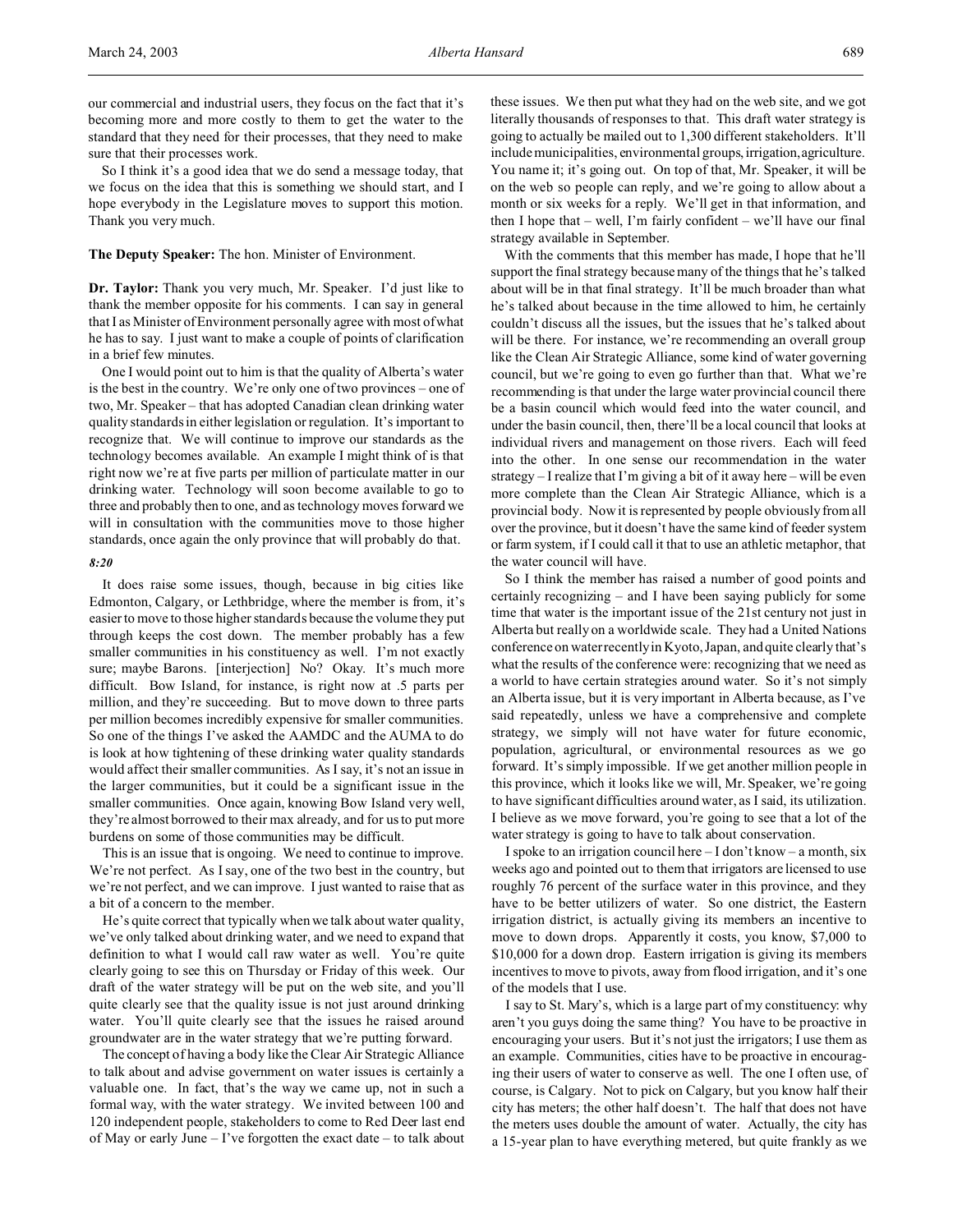our commercial and industrial users, they focus on the fact that it's becoming more and more costly to them to get the water to the standard that they need for their processes, that they need to make sure that their processes work.

So I think it's a good idea that we do send a message today, that we focus on the idea that this is something we should start, and I hope everybody in the Legislature moves to support this motion. Thank you very much.

**The Deputy Speaker:** The hon. Minister of Environment.

**Dr. Taylor:** Thank you very much, Mr. Speaker. I'd just like to thank the member opposite for his comments. I can say in general that I as Minister of Environment personally agree with most of what he has to say. I just want to make a couple of points of clarification in a brief few minutes.

One I would point out to him is that the quality of Alberta's water is the best in the country. We're only one of two provinces – one of two, Mr. Speaker – that has adopted Canadian clean drinking water quality standards in either legislation or regulation. It's important to recognize that. We will continue to improve our standards as the technology becomes available. An example I might think of is that right now we're at five parts per million of particulate matter in our drinking water. Technology will soon become available to go to three and probably then to one, and as technology moves forward we will in consultation with the communities move to those higher standards, once again the only province that will probably do that.

*8:20*

It does raise some issues, though, because in big cities like Edmonton, Calgary, or Lethbridge, where the member is from, it's easier to move to those higher standards because the volume they put through keeps the cost down. The member probably has a few smaller communities in his constituency as well. I'm not exactly sure; maybe Barons. [interjection] No? Okay. It's much more difficult. Bow Island, for instance, is right now at .5 parts per million, and they're succeeding. But to move down to three parts per million becomes incredibly expensive for smaller communities. So one of the things I've asked the AAMDC and the AUMA to do is look at how tightening of these drinking water quality standards would affect their smaller communities. As I say, it's not an issue in the larger communities, but it could be a significant issue in the smaller communities. Once again, knowing Bow Island very well, they're almost borrowed to their max already, and for us to put more burdens on some of those communities may be difficult.

This is an issue that is ongoing. We need to continue to improve. We're not perfect. As I say, one of the two best in the country, but we're not perfect, and we can improve. I just wanted to raise that as a bit of a concern to the member.

He's quite correct that typically when we talk about water quality, we've only talked about drinking water, and we need to expand that definition to what I would call raw water as well. You're quite clearly going to see this on Thursday or Friday of this week. Our draft of the water strategy will be put on the web site, and you'll quite clearly see that the quality issue is not just around drinking water. You'll quite clearly see that the issues he raised around groundwater are in the water strategy that we're putting forward.

The concept of having a body like the Clear Air Strategic Alliance to talk about and advise government on water issues is certainly a valuable one. In fact, that's the way we came up, not in such a formal way, with the water strategy. We invited between 100 and 120 independent people, stakeholders to come to Red Deer last end of May or early June – I've forgotten the exact date – to talk about these issues. We then put what they had on the web site, and we got literally thousands of responses to that. This draft water strategy is going to actually be mailed out to 1,300 different stakeholders. It'll include municipalities, environmental groups, irrigation, agriculture. You name it; it's going out. On top of that, Mr. Speaker, it will be on the web so people can reply, and we're going to allow about a month or six weeks for a reply. We'll get in that information, and then I hope that – well, I'm fairly confident – we'll have our final strategy available in September.

With the comments that this member has made, I hope that he'll support the final strategy because many of the things that he's talked about will be in that final strategy. It'll be much broader than what he's talked about because in the time allowed to him, he certainly couldn't discuss all the issues, but the issues that he's talked about will be there. For instance, we're recommending an overall group like the Clean Air Strategic Alliance, some kind of water governing council, but we're going to even go further than that. What we're recommending is that under the large water provincial council there be a basin council which would feed into the water council, and under the basin council, then, there'll be a local council that looks at individual rivers and management on those rivers. Each will feed into the other. In one sense our recommendation in the water strategy – I realize that I'm giving a bit of it away here – will be even more complete than the Clean Air Strategic Alliance, which is a provincial body. Now it is represented by people obviously from all over the province, but it doesn't have the same kind of feeder system or farm system, if I could call it that to use an athletic metaphor, that the water council will have.

So I think the member has raised a number of good points and certainly recognizing – and I have been saying publicly for some time that water is the important issue of the 21st century not just in Alberta but really on a worldwide scale. They had a United Nations conference on water recently in Kyoto, Japan, and quite clearly that's what the results of the conference were: recognizing that we need as a world to have certain strategies around water. So it's not simply an Alberta issue, but it is very important in Alberta because, as I've said repeatedly, unless we have a comprehensive and complete strategy, we simply will not have water for future economic, population, agricultural, or environmental resources as we go forward. It's simply impossible. If we get another million people in this province, which it looks like we will, Mr. Speaker, we're going to have significant difficulties around water, as I said, its utilization. I believe as we move forward, you're going to see that a lot of the water strategy is going to have to talk about conservation.

I spoke to an irrigation council here – I don't know – a month, six weeks ago and pointed out to them that irrigators are licensed to use roughly 76 percent of the surface water in this province, and they have to be better utilizers of water. So one district, the Eastern irrigation district, is actually giving its members an incentive to move to down drops. Apparently it costs, you know, $7,000 to $10,000 for a down drop. Eastern irrigation is giving its members incentives to move to pivots, away from flood irrigation, and it's one of the models that I use.

I say to St. Mary's, which is a large part of my constituency: why aren't you guys doing the same thing? You have to be proactive in encouraging your users. But it's not just the irrigators; I use them as an example. Communities, cities have to be proactive in encouraging their users of water to conserve as well. The one I often use, of course, is Calgary. Not to pick on Calgary, but you know half their city has meters; the other half doesn't. The half that does not have the meters uses double the amount of water. Actually, the city has a 15-year plan to have everything metered, but quite frankly as we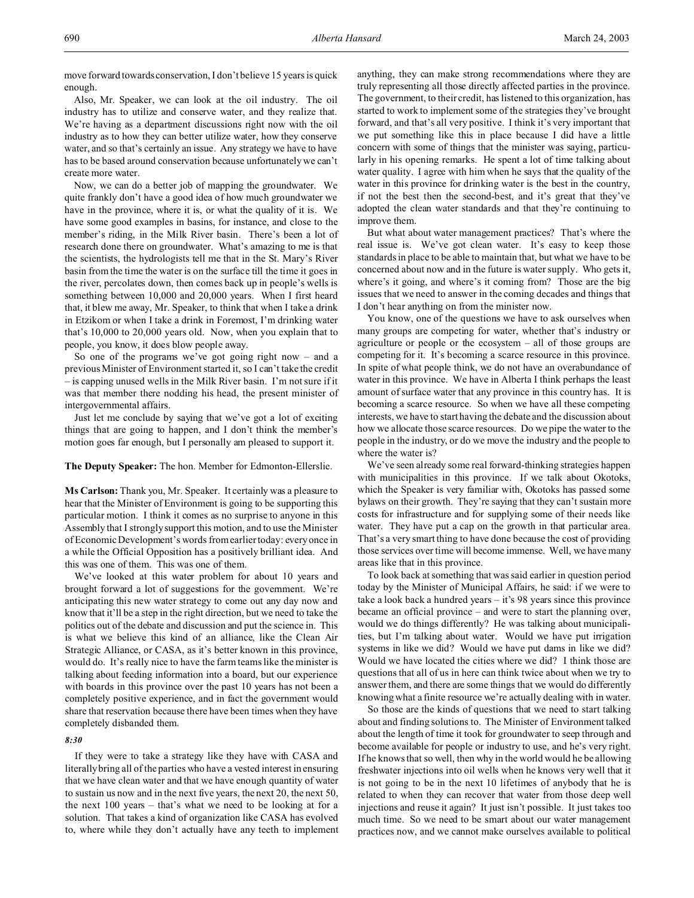move forward towards conservation, I don't believe 15 years is quick enough.

Also, Mr. Speaker, we can look at the oil industry. The oil industry has to utilize and conserve water, and they realize that. We're having as a department discussions right now with the oil industry as to how they can better utilize water, how they conserve water, and so that's certainly an issue. Any strategy we have to have has to be based around conservation because unfortunately we can't create more water.

Now, we can do a better job of mapping the groundwater. We quite frankly don't have a good idea of how much groundwater we have in the province, where it is, or what the quality of it is. We have some good examples in basins, for instance, and close to the member's riding, in the Milk River basin. There's been a lot of research done there on groundwater. What's amazing to me is that the scientists, the hydrologists tell me that in the St. Mary's River basin from the time the water is on the surface till the time it goes in the river, percolates down, then comes back up in people's wells is something between 10,000 and 20,000 years. When I first heard that, it blew me away, Mr. Speaker, to think that when I take a drink in Etzikom or when I take a drink in Foremost, I'm drinking water that's 10,000 to 20,000 years old. Now, when you explain that to people, you know, it does blow people away.

So one of the programs we've got going right now – and a previous Minister of Environment started it, so I can't take the credit – is capping unused wells in the Milk River basin. I'm not sure if it was that member there nodding his head, the present minister of intergovernmental affairs.

Just let me conclude by saying that we've got a lot of exciting things that are going to happen, and I don't think the member's motion goes far enough, but I personally am pleased to support it.

**The Deputy Speaker:** The hon. Member for Edmonton-Ellerslie.

**Ms Carlson:** Thank you, Mr. Speaker. It certainly was a pleasure to hear that the Minister of Environment is going to be supporting this particular motion. I think it comes as no surprise to anyone in this Assembly that I strongly support this motion, and to use the Minister of Economic Development's words from earlier today: every once in a while the Official Opposition has a positively brilliant idea. And this was one of them. This was one of them.

We've looked at this water problem for about 10 years and brought forward a lot of suggestions for the government. We're anticipating this new water strategy to come out any day now and know that it'll be a step in the right direction, but we need to take the politics out of the debate and discussion and put the science in. This is what we believe this kind of an alliance, like the Clean Air Strategic Alliance, or CASA, as it's better known in this province, would do. It's really nice to have the farm teams like the minister is talking about feeding information into a board, but our experience with boards in this province over the past 10 years has not been a completely positive experience, and in fact the government would share that reservation because there have been times when they have completely disbanded them.

*8:30*

If they were to take a strategy like they have with CASA and literally bring all of the parties who have a vested interest in ensuring that we have clean water and that we have enough quantity of water to sustain us now and in the next five years, the next 20, the next 50, the next 100 years – that's what we need to be looking at for a solution. That takes a kind of organization like CASA has evolved to, where while they don't actually have any teeth to implement anything, they can make strong recommendations where they are truly representing all those directly affected parties in the province. The government, to their credit, has listened to this organization, has started to work to implement some of the strategies they've brought forward, and that's all very positive. I think it's very important that we put something like this in place because I did have a little concern with some of things that the minister was saying, particularly in his opening remarks. He spent a lot of time talking about water quality. I agree with him when he says that the quality of the water in this province for drinking water is the best in the country, if not the best then the second-best, and it's great that they've adopted the clean water standards and that they're continuing to improve them.

But what about water management practices? That's where the real issue is. We've got clean water. It's easy to keep those standards in place to be able to maintain that, but what we have to be concerned about now and in the future is water supply. Who gets it, where's it going, and where's it coming from? Those are the big issues that we need to answer in the coming decades and things that I don't hear anything on from the minister now.

You know, one of the questions we have to ask ourselves when many groups are competing for water, whether that's industry or agriculture or people or the ecosystem – all of those groups are competing for it. It's becoming a scarce resource in this province. In spite of what people think, we do not have an overabundance of water in this province. We have in Alberta I think perhaps the least amount of surface water that any province in this country has. It is becoming a scarce resource. So when we have all these competing interests, we have to start having the debate and the discussion about how we allocate those scarce resources. Do we pipe the water to the people in the industry, or do we move the industry and the people to where the water is?

We've seen already some real forward-thinking strategies happen with municipalities in this province. If we talk about Okotoks, which the Speaker is very familiar with, Okotoks has passed some bylaws on their growth. They're saying that they can't sustain more costs for infrastructure and for supplying some of their needs like water. They have put a cap on the growth in that particular area. That's a very smart thing to have done because the cost of providing those services over time will become immense. Well, we have many areas like that in this province.

To look back at something that was said earlier in question period today by the Minister of Municipal Affairs, he said: if we were to take a look back a hundred years – it's 98 years since this province became an official province – and were to start the planning over, would we do things differently? He was talking about municipalities, but I'm talking about water. Would we have put irrigation systems in like we did? Would we have put dams in like we did? Would we have located the cities where we did? I think those are questions that all of us in here can think twice about when we try to answer them, and there are some things that we would do differently knowing what a finite resource we're actually dealing with in water.

So those are the kinds of questions that we need to start talking about and finding solutions to. The Minister of Environment talked about the length of time it took for groundwater to seep through and become available for people or industry to use, and he's very right. If he knows that so well, then why in the world would he be allowing freshwater injections into oil wells when he knows very well that it is not going to be in the next 10 lifetimes of anybody that he is related to when they can recover that water from those deep well injections and reuse it again? It just isn't possible. It just takes too much time. So we need to be smart about our water management practices now, and we cannot make ourselves available to political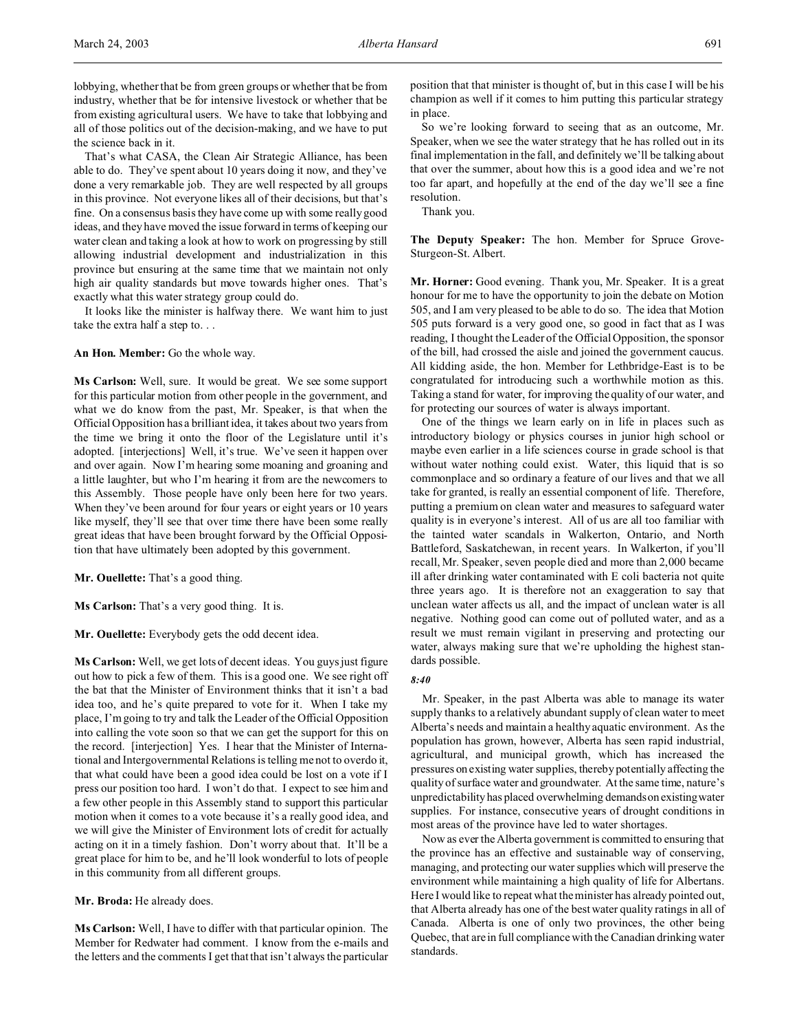lobbying, whether that be from green groups or whether that be from industry, whether that be for intensive livestock or whether that be from existing agricultural users. We have to take that lobbying and all of those politics out of the decision-making, and we have to put the science back in it.

That's what CASA, the Clean Air Strategic Alliance, has been able to do. They've spent about 10 years doing it now, and they've done a very remarkable job. They are well respected by all groups in this province. Not everyone likes all of their decisions, but that's fine. On a consensus basis they have come up with some really good ideas, and they have moved the issue forward in terms of keeping our water clean and taking a look at how to work on progressing by still allowing industrial development and industrialization in this province but ensuring at the same time that we maintain not only high air quality standards but move towards higher ones. That's exactly what this water strategy group could do.

It looks like the minister is halfway there. We want him to just take the extra half a step to. . .

**An Hon. Member:** Go the whole way.

**Ms Carlson:** Well, sure. It would be great. We see some support for this particular motion from other people in the government, and what we do know from the past, Mr. Speaker, is that when the Official Opposition has a brilliant idea, it takes about two years from the time we bring it onto the floor of the Legislature until it's adopted. [interjections] Well, it's true. We've seen it happen over and over again. Now I'm hearing some moaning and groaning and a little laughter, but who I'm hearing it from are the newcomers to this Assembly. Those people have only been here for two years. When they've been around for four years or eight years or 10 years like myself, they'll see that over time there have been some really great ideas that have been brought forward by the Official Opposition that have ultimately been adopted by this government.

**Mr. Ouellette:** That's a good thing.

**Ms Carlson:** That's a very good thing. It is.

**Mr. Ouellette:** Everybody gets the odd decent idea.

**Ms Carlson:** Well, we get lots of decent ideas. You guys just figure out how to pick a few of them. This is a good one. We see right off the bat that the Minister of Environment thinks that it isn't a bad idea too, and he's quite prepared to vote for it. When I take my place, I'm going to try and talk the Leader of the Official Opposition into calling the vote soon so that we can get the support for this on the record. [interjection] Yes. I hear that the Minister of International and Intergovernmental Relations is telling me not to overdo it, that what could have been a good idea could be lost on a vote if I press our position too hard. I won't do that. I expect to see him and a few other people in this Assembly stand to support this particular motion when it comes to a vote because it's a really good idea, and we will give the Minister of Environment lots of credit for actually acting on it in a timely fashion. Don't worry about that. It'll be a great place for him to be, and he'll look wonderful to lots of people in this community from all different groups.

**Mr. Broda:** He already does.

**Ms Carlson:** Well, I have to differ with that particular opinion. The Member for Redwater had comment. I know from the e-mails and the letters and the comments I get that that isn't always the particular position that that minister is thought of, but in this case I will be his champion as well if it comes to him putting this particular strategy in place.

So we're looking forward to seeing that as an outcome, Mr. Speaker, when we see the water strategy that he has rolled out in its final implementation in the fall, and definitely we'll be talking about that over the summer, about how this is a good idea and we're not too far apart, and hopefully at the end of the day we'll see a fine resolution.

Thank you.

**The Deputy Speaker:** The hon. Member for Spruce Grove-Sturgeon-St. Albert.

**Mr. Horner:** Good evening. Thank you, Mr. Speaker. It is a great honour for me to have the opportunity to join the debate on Motion 505, and I am very pleased to be able to do so. The idea that Motion 505 puts forward is a very good one, so good in fact that as I was reading, I thought the Leader of the Official Opposition, the sponsor of the bill, had crossed the aisle and joined the government caucus. All kidding aside, the hon. Member for Lethbridge-East is to be congratulated for introducing such a worthwhile motion as this. Taking a stand for water, for improving the quality of our water, and for protecting our sources of water is always important.

One of the things we learn early on in life in places such as introductory biology or physics courses in junior high school or maybe even earlier in a life sciences course in grade school is that without water nothing could exist. Water, this liquid that is so commonplace and so ordinary a feature of our lives and that we all take for granted, is really an essential component of life. Therefore, putting a premium on clean water and measures to safeguard water quality is in everyone's interest. All of us are all too familiar with the tainted water scandals in Walkerton, Ontario, and North Battleford, Saskatchewan, in recent years. In Walkerton, if you'll recall, Mr. Speaker, seven people died and more than 2,000 became ill after drinking water contaminated with E coli bacteria not quite three years ago. It is therefore not an exaggeration to say that unclean water affects us all, and the impact of unclean water is all negative. Nothing good can come out of polluted water, and as a result we must remain vigilant in preserving and protecting our water, always making sure that we're upholding the highest standards possible.

*8:40*

Mr. Speaker, in the past Alberta was able to manage its water supply thanks to a relatively abundant supply of clean water to meet Alberta's needs and maintain a healthy aquatic environment. As the population has grown, however, Alberta has seen rapid industrial, agricultural, and municipal growth, which has increased the pressures on existing water supplies, thereby potentially affecting the quality of surface water and groundwater. At the same time, nature's unpredictability has placed overwhelming demands on existing water supplies. For instance, consecutive years of drought conditions in most areas of the province have led to water shortages.

Now as ever the Alberta government is committed to ensuring that the province has an effective and sustainable way of conserving, managing, and protecting our water supplies which will preserve the environment while maintaining a high quality of life for Albertans. Here I would like to repeat what the minister has already pointed out, that Alberta already has one of the best water quality ratings in all of Canada. Alberta is one of only two provinces, the other being Quebec, that are in full compliance with the Canadian drinking water standards.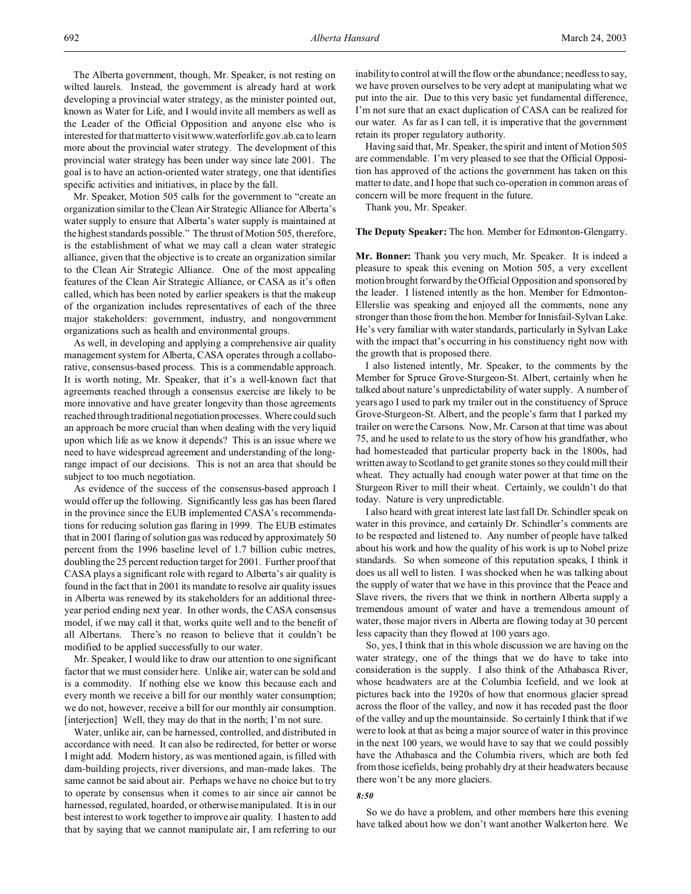The Alberta government, though, Mr. Speaker, is not resting on wilted laurels. Instead, the government is very hard at work developing a provincial water strategy, as the minister pointed out, known as Water for Life, and I would invite all members as well as the Leader of the Official Opposition and anyone else who is interested for that matter to visit www.waterforlife.gov.ab.ca to learn more about the provincial water strategy. The development of this provincial water strategy has been under way since late 2001. The goal is to have an action-oriented water strategy, one that identifies specific activities and initiatives, in place by the fall.

Mr. Speaker, Motion 505 calls for the government to "create an organization similar to the Clean Air Strategic Alliance for Alberta's water supply to ensure that Alberta's water supply is maintained at the highest standards possible." The thrust of Motion 505, therefore, is the establishment of what we may call a clean water strategic alliance, given that the objective is to create an organization similar to the Clean Air Strategic Alliance. One of the most appealing features of the Clean Air Strategic Alliance, or CASA as it's often called, which has been noted by earlier speakers is that the makeup of the organization includes representatives of each of the three major stakeholders: government, industry, and nongovernment organizations such as health and environmental groups.

As well, in developing and applying a comprehensive air quality management system for Alberta, CASA operates through a collaborative, consensus-based process. This is a commendable approach. It is worth noting, Mr. Speaker, that it's a well-known fact that agreements reached through a consensus exercise are likely to be more innovative and have greater longevity than those agreements reached through traditional negotiation processes. Where could such an approach be more crucial than when dealing with the very liquid upon which life as we know it depends? This is an issue where we need to have widespread agreement and understanding of the long-range impact of our decisions. This is not an area that should be subject to too much negotiation.

As evidence of the success of the consensus-based approach I would offer up the following. Significantly less gas has been flared in the province since the EUB implemented CASA's recommendations for reducing solution gas flaring in 1999. The EUB estimates that in 2001 flaring of solution gas was reduced by approximately 50 percent from the 1996 baseline level of 1.7 billion cubic metres, doubling the 25 percent reduction target for 2001. Further proof that CASA plays a significant role with regard to Alberta's air quality is found in the fact that in 2001 its mandate to resolve air quality issues in Alberta was renewed by its stakeholders for an additional three-year period ending next year. In other words, the CASA consensus model, if we may call it that, works quite well and to the benefit of all Albertans. There's no reason to believe that it couldn't be modified to be applied successfully to our water.

Mr. Speaker, I would like to draw our attention to one significant factor that we must consider here. Unlike air, water can be sold and is a commodity. If nothing else we know this because each and every month we receive a bill for our monthly water consumption; we do not, however, receive a bill for our monthly air consumption. [interjection] Well, they may do that in the north; I'm not sure.

Water, unlike air, can be harnessed, controlled, and distributed in accordance with need. It can also be redirected, for better or worse I might add. Modern history, as was mentioned again, is filled with dam-building projects, river diversions, and man-made lakes. The same cannot be said about air. Perhaps we have no choice but to try to operate by consensus when it comes to air since air cannot be harnessed, regulated, hoarded, or otherwise manipulated. It is in our best interest to work together to improve air quality. I hasten to add that by saying that we cannot manipulate air, I am referring to our inability to control at will the flow or the abundance; needless to say, we have proven ourselves to be very adept at manipulating what we put into the air. Due to this very basic yet fundamental difference, I'm not sure that an exact duplication of CASA can be realized for our water. As far as I can tell, it is imperative that the government retain its proper regulatory authority.

Having said that, Mr. Speaker, the spirit and intent of Motion 505 are commendable. I'm very pleased to see that the Official Opposition has approved of the actions the government has taken on this matter to date, and I hope that such co-operation in common areas of concern will be more frequent in the future.

Thank you, Mr. Speaker.

**The Deputy Speaker:** The hon. Member for Edmonton-Glengarry.

**Mr. Bonner:** Thank you very much, Mr. Speaker. It is indeed a pleasure to speak this evening on Motion 505, a very excellent motion brought forward by the Official Opposition and sponsored by the leader. I listened intently as the hon. Member for Edmonton-Ellerslie was speaking and enjoyed all the comments, none any stronger than those from the hon. Member for Innisfail-Sylvan Lake. He's very familiar with water standards, particularly in Sylvan Lake with the impact that's occurring in his constituency right now with the growth that is proposed there.

I also listened intently, Mr. Speaker, to the comments by the Member for Spruce Grove-Sturgeon-St. Albert, certainly when he talked about nature's unpredictability of water supply. A number of years ago I used to park my trailer out in the constituency of Spruce Grove-Sturgeon-St. Albert, and the people's farm that I parked my trailer on were the Carsons. Now, Mr. Carson at that time was about 75, and he used to relate to us the story of how his grandfather, who had homesteaded that particular property back in the 1800s, had written away to Scotland to get granite stones so they could mill their wheat. They actually had enough water power at that time on the Sturgeon River to mill their wheat. Certainly, we couldn't do that today. Nature is very unpredictable.

I also heard with great interest late last fall Dr. Schindler speak on water in this province, and certainly Dr. Schindler's comments are to be respected and listened to. Any number of people have talked about his work and how the quality of his work is up to Nobel prize standards. So when someone of this reputation speaks, I think it does us all well to listen. I was shocked when he was talking about the supply of water that we have in this province that the Peace and Slave rivers, the rivers that we think in northern Alberta supply a tremendous amount of water and have a tremendous amount of water, those major rivers in Alberta are flowing today at 30 percent less capacity than they flowed at 100 years ago.

So, yes, I think that in this whole discussion we are having on the water strategy, one of the things that we do have to take into consideration is the supply. I also think of the Athabasca River, whose headwaters are at the Columbia Icefield, and we look at pictures back into the 1920s of how that enormous glacier spread across the floor of the valley, and now it has receded past the floor of the valley and up the mountainside. So certainly I think that if we were to look at that as being a major source of water in this province in the next 100 years, we would have to say that we could possibly have the Athabasca and the Columbia rivers, which are both fed from those icefields, being probably dry at their headwaters because there won't be any more glaciers.

*8:50*

So we do have a problem, and other members here this evening have talked about how we don't want another Walkerton here. We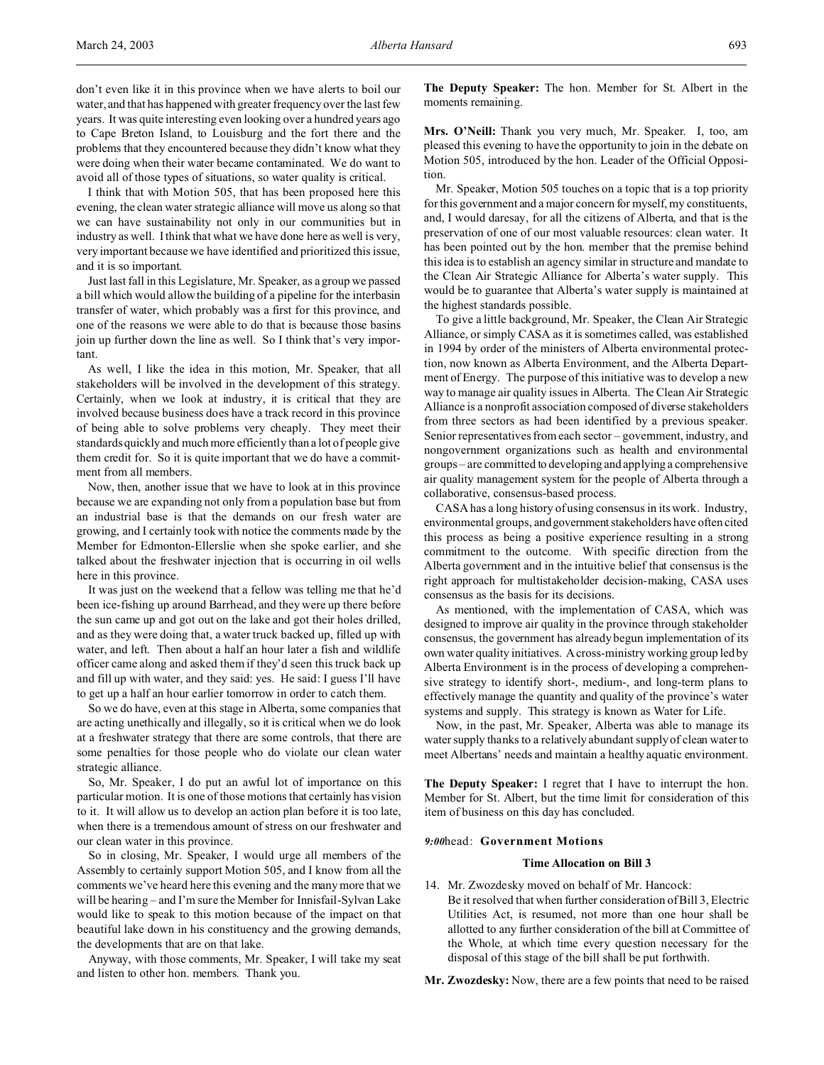don't even like it in this province when we have alerts to boil our water, and that has happened with greater frequency over the last few years. It was quite interesting even looking over a hundred years ago to Cape Breton Island, to Louisburg and the fort there and the problems that they encountered because they didn't know what they were doing when their water became contaminated. We do want to avoid all of those types of situations, so water quality is critical.

I think that with Motion 505, that has been proposed here this evening, the clean water strategic alliance will move us along so that we can have sustainability not only in our communities but in industry as well. I think that what we have done here as well is very, very important because we have identified and prioritized this issue, and it is so important.

Just last fall in this Legislature, Mr. Speaker, as a group we passed a bill which would allow the building of a pipeline for the interbasin transfer of water, which probably was a first for this province, and one of the reasons we were able to do that is because those basins join up further down the line as well. So I think that's very important.

As well, I like the idea in this motion, Mr. Speaker, that all stakeholders will be involved in the development of this strategy. Certainly, when we look at industry, it is critical that they are involved because business does have a track record in this province of being able to solve problems very cheaply. They meet their standards quickly and much more efficiently than a lot of people give them credit for. So it is quite important that we do have a commitment from all members.

Now, then, another issue that we have to look at in this province because we are expanding not only from a population base but from an industrial base is that the demands on our fresh water are growing, and I certainly took with notice the comments made by the Member for Edmonton-Ellerslie when she spoke earlier, and she talked about the freshwater injection that is occurring in oil wells here in this province.

It was just on the weekend that a fellow was telling me that he'd been ice-fishing up around Barrhead, and they were up there before the sun came up and got out on the lake and got their holes drilled, and as they were doing that, a water truck backed up, filled up with water, and left. Then about a half an hour later a fish and wildlife officer came along and asked them if they'd seen this truck back up and fill up with water, and they said: yes. He said: I guess I'll have to get up a half an hour earlier tomorrow in order to catch them.

So we do have, even at this stage in Alberta, some companies that are acting unethically and illegally, so it is critical when we do look at a freshwater strategy that there are some controls, that there are some penalties for those people who do violate our clean water strategic alliance.

So, Mr. Speaker, I do put an awful lot of importance on this particular motion. It is one of those motions that certainly has vision to it. It will allow us to develop an action plan before it is too late, when there is a tremendous amount of stress on our freshwater and our clean water in this province.

So in closing, Mr. Speaker, I would urge all members of the Assembly to certainly support Motion 505, and I know from all the comments we've heard here this evening and the many more that we will be hearing – and I'm sure the Member for Innisfail-Sylvan Lake would like to speak to this motion because of the impact on that beautiful lake down in his constituency and the growing demands, the developments that are on that lake.

Anyway, with those comments, Mr. Speaker, I will take my seat and listen to other hon. members. Thank you.

**The Deputy Speaker:** The hon. Member for St. Albert in the moments remaining.

**Mrs. O'Neill:** Thank you very much, Mr. Speaker. I, too, am pleased this evening to have the opportunity to join in the debate on Motion 505, introduced by the hon. Leader of the Official Opposition.

Mr. Speaker, Motion 505 touches on a topic that is a top priority for this government and a major concern for myself, my constituents, and, I would daresay, for all the citizens of Alberta, and that is the preservation of one of our most valuable resources: clean water. It has been pointed out by the hon. member that the premise behind this idea is to establish an agency similar in structure and mandate to the Clean Air Strategic Alliance for Alberta's water supply. This would be to guarantee that Alberta's water supply is maintained at the highest standards possible.

To give a little background, Mr. Speaker, the Clean Air Strategic Alliance, or simply CASA as it is sometimes called, was established in 1994 by order of the ministers of Alberta environmental protection, now known as Alberta Environment, and the Alberta Department of Energy. The purpose of this initiative was to develop a new way to manage air quality issues in Alberta. The Clean Air Strategic Alliance is a nonprofit association composed of diverse stakeholders from three sectors as had been identified by a previous speaker. Senior representatives from each sector – government, industry, and nongovernment organizations such as health and environmental groups – are committed to developing and applying a comprehensive air quality management system for the people of Alberta through a collaborative, consensus-based process.

CASA has a long history of using consensus in its work. Industry, environmental groups, and government stakeholders have often cited this process as being a positive experience resulting in a strong commitment to the outcome. With specific direction from the Alberta government and in the intuitive belief that consensus is the right approach for multistakeholder decision-making, CASA uses consensus as the basis for its decisions.

As mentioned, with the implementation of CASA, which was designed to improve air quality in the province through stakeholder consensus, the government has already begun implementation of its own water quality initiatives. A cross-ministry working group led by Alberta Environment is in the process of developing a comprehensive strategy to identify short-, medium-, and long-term plans to effectively manage the quantity and quality of the province's water systems and supply. This strategy is known as Water for Life.

Now, in the past, Mr. Speaker, Alberta was able to manage its water supply thanks to a relatively abundant supply of clean water to meet Albertans' needs and maintain a healthy aquatic environment.

**The Deputy Speaker:** I regret that I have to interrupt the hon. Member for St. Albert, but the time limit for consideration of this item of business on this day has concluded.

*9:00* head: **Government Motions**

### Time Allocation on Bill 3

14. Mr. Zwozdesky moved on behalf of Mr. Hancock:
    Be it resolved that when further consideration of Bill 3, Electric Utilities Act, is resumed, not more than one hour shall be allotted to any further consideration of the bill at Committee of the Whole, at which time every question necessary for the disposal of this stage of the bill shall be put forthwith.

**Mr. Zwozdesky:** Now, there are a few points that need to be raised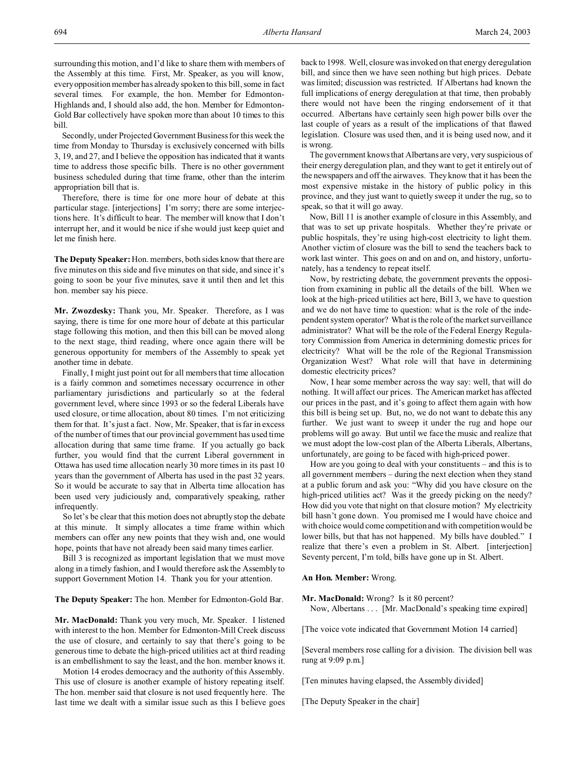surrounding this motion, and I'd like to share them with members of the Assembly at this time. First, Mr. Speaker, as you will know, every opposition member has already spoken to this bill, some in fact several times. For example, the hon. Member for Edmonton-Highlands and, I should also add, the hon. Member for Edmonton-Gold Bar collectively have spoken more than about 10 times to this bill.

Secondly, under Projected Government Business for this week the time from Monday to Thursday is exclusively concerned with bills 3, 19, and 27, and I believe the opposition has indicated that it wants time to address those specific bills. There is no other government business scheduled during that time frame, other than the interim appropriation bill that is.

Therefore, there is time for one more hour of debate at this particular stage. [interjections] I'm sorry; there are some interjections here. It's difficult to hear. The member will know that I don't interrupt her, and it would be nice if she would just keep quiet and let me finish here.

**The Deputy Speaker:** Hon. members, both sides know that there are five minutes on this side and five minutes on that side, and since it's going to soon be your five minutes, save it until then and let this hon. member say his piece.

**Mr. Zwozdesky:** Thank you, Mr. Speaker. Therefore, as I was saying, there is time for one more hour of debate at this particular stage following this motion, and then this bill can be moved along to the next stage, third reading, where once again there will be generous opportunity for members of the Assembly to speak yet another time in debate.

Finally, I might just point out for all members that time allocation is a fairly common and sometimes necessary occurrence in other parliamentary jurisdictions and particularly so at the federal government level, where since 1993 or so the federal Liberals have used closure, or time allocation, about 80 times. I'm not criticizing them for that. It's just a fact. Now, Mr. Speaker, that is far in excess of the number of times that our provincial government has used time allocation during that same time frame. If you actually go back further, you would find that the current Liberal government in Ottawa has used time allocation nearly 30 more times in its past 10 years than the government of Alberta has used in the past 32 years. So it would be accurate to say that in Alberta time allocation has been used very judiciously and, comparatively speaking, rather infrequently.

So let's be clear that this motion does not abruptly stop the debate at this minute. It simply allocates a time frame within which members can offer any new points that they wish and, one would hope, points that have not already been said many times earlier.

Bill 3 is recognized as important legislation that we must move along in a timely fashion, and I would therefore ask the Assembly to support Government Motion 14. Thank you for your attention.

**The Deputy Speaker:** The hon. Member for Edmonton-Gold Bar.

**Mr. MacDonald:** Thank you very much, Mr. Speaker. I listened with interest to the hon. Member for Edmonton-Mill Creek discuss the use of closure, and certainly to say that there's going to be generous time to debate the high-priced utilities act at third reading is an embellishment to say the least, and the hon. member knows it.

Motion 14 erodes democracy and the authority of this Assembly. This use of closure is another example of history repeating itself. The hon. member said that closure is not used frequently here. The last time we dealt with a similar issue such as this I believe goes back to 1998. Well, closure was invoked on that energy deregulation bill, and since then we have seen nothing but high prices. Debate was limited; discussion was restricted. If Albertans had known the full implications of energy deregulation at that time, then probably there would not have been the ringing endorsement of it that occurred. Albertans have certainly seen high power bills over the last couple of years as a result of the implications of that flawed legislation. Closure was used then, and it is being used now, and it is wrong.

The government knows that Albertans are very, very suspicious of their energy deregulation plan, and they want to get it entirely out of the newspapers and off the airwaves. They know that it has been the most expensive mistake in the history of public policy in this province, and they just want to quietly sweep it under the rug, so to speak, so that it will go away.

Now, Bill 11 is another example of closure in this Assembly, and that was to set up private hospitals. Whether they're private or public hospitals, they're using high-cost electricity to light them. Another victim of closure was the bill to send the teachers back to work last winter. This goes on and on and on, and history, unfortunately, has a tendency to repeat itself.

Now, by restricting debate, the government prevents the opposition from examining in public all the details of the bill. When we look at the high-priced utilities act here, Bill 3, we have to question and we do not have time to question: what is the role of the independent system operator? What is the role of the market surveillance administrator? What will be the role of the Federal Energy Regulatory Commission from America in determining domestic prices for electricity? What will be the role of the Regional Transmission Organization West? What role will that have in determining domestic electricity prices?

Now, I hear some member across the way say: well, that will do nothing. It will affect our prices. The American market has affected our prices in the past, and it's going to affect them again with how this bill is being set up. But, no, we do not want to debate this any further. We just want to sweep it under the rug and hope our problems will go away. But until we face the music and realize that we must adopt the low-cost plan of the Alberta Liberals, Albertans, unfortunately, are going to be faced with high-priced power.

How are you going to deal with your constituents – and this is to all government members – during the next election when they stand at a public forum and ask you: "Why did you have closure on the high-priced utilities act? Was it the greedy picking on the needy? How did you vote that night on that closure motion? My electricity bill hasn't gone down. You promised me I would have choice and with choice would come competition and with competition would be lower bills, but that has not happened. My bills have doubled." I realize that there's even a problem in St. Albert. [interjection] Seventy percent, I'm told, bills have gone up in St. Albert.

**An Hon. Member:** Wrong.

**Mr. MacDonald:** Wrong? Is it 80 percent?

Now, Albertans . . . [Mr. MacDonald's speaking time expired]

[The voice vote indicated that Government Motion 14 carried]

[Several members rose calling for a division. The division bell was rung at 9:09 p.m.]

[Ten minutes having elapsed, the Assembly divided]

[The Deputy Speaker in the chair]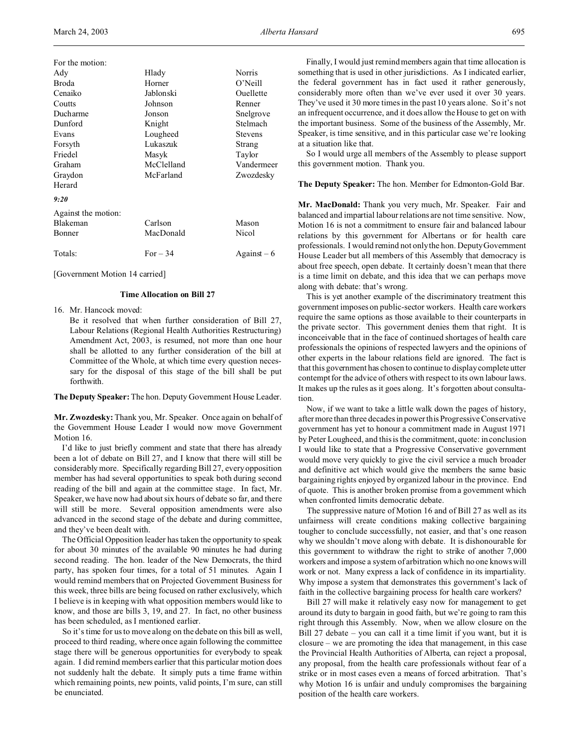For the motion:

| | | |
|---|---|---|
| Ady | Hlady | Norris |
| Broda | Horner | O'Neill |
| Cenaiko | Jablonski | Ouellette |
| Coutts | Johnson | Renner |
| Ducharme | Jonson | Snelgrove |
| Dunford | Knight | Stelmach |
| Evans | Lougheed | Stevens |
| Forsyth | Lukaszuk | Strang |
| Friedel | Masyk | Taylor |
| Graham | McClelland | Vandermeer |
| Graydon | McFarland | Zwozdesky |
| Herard | | |

*9:20*

Against the motion:

| | | |
|---|---|---|
| Blakeman | Carlson | Mason |
| Bonner | MacDonald | Nicol |

| | | |
|---|---|---|
| Totals: | For – 34 | Against – 6 |

[Government Motion 14 carried]

### Time Allocation on Bill 27

16. Mr. Hancock moved:

Be it resolved that when further consideration of Bill 27, Labour Relations (Regional Health Authorities Restructuring) Amendment Act, 2003, is resumed, not more than one hour shall be allotted to any further consideration of the bill at Committee of the Whole, at which time every question necessary for the disposal of this stage of the bill shall be put forthwith.

**The Deputy Speaker:** The hon. Deputy Government House Leader.

**Mr. Zwozdesky:** Thank you, Mr. Speaker. Once again on behalf of the Government House Leader I would now move Government Motion 16.

I'd like to just briefly comment and state that there has already been a lot of debate on Bill 27, and I know that there will still be considerably more. Specifically regarding Bill 27, every opposition member has had several opportunities to speak both during second reading of the bill and again at the committee stage. In fact, Mr. Speaker, we have now had about six hours of debate so far, and there will still be more. Several opposition amendments were also advanced in the second stage of the debate and during committee, and they've been dealt with.

The Official Opposition leader has taken the opportunity to speak for about 30 minutes of the available 90 minutes he had during second reading. The hon. leader of the New Democrats, the third party, has spoken four times, for a total of 51 minutes. Again I would remind members that on Projected Government Business for this week, three bills are being focused on rather exclusively, which I believe is in keeping with what opposition members would like to know, and those are bills 3, 19, and 27. In fact, no other business has been scheduled, as I mentioned earlier.

So it's time for us to move along on the debate on this bill as well, proceed to third reading, where once again following the committee stage there will be generous opportunities for everybody to speak again. I did remind members earlier that this particular motion does not suddenly halt the debate. It simply puts a time frame within which remaining points, new points, valid points, I'm sure, can still be enunciated.

Finally, I would just remind members again that time allocation is something that is used in other jurisdictions. As I indicated earlier, the federal government has in fact used it rather generously, considerably more often than we've ever used it over 30 years. They've used it 30 more times in the past 10 years alone. So it's not an infrequent occurrence, and it does allow the House to get on with the important business. Some of the business of the Assembly, Mr. Speaker, is time sensitive, and in this particular case we're looking at a situation like that.

So I would urge all members of the Assembly to please support this government motion. Thank you.

**The Deputy Speaker:** The hon. Member for Edmonton-Gold Bar.

**Mr. MacDonald:** Thank you very much, Mr. Speaker. Fair and balanced and impartial labour relations are not time sensitive. Now, Motion 16 is not a commitment to ensure fair and balanced labour relations by this government for Albertans or for health care professionals. I would remind not only the hon. Deputy Government House Leader but all members of this Assembly that democracy is about free speech, open debate. It certainly doesn't mean that there is a time limit on debate, and this idea that we can perhaps move along with debate: that's wrong.

This is yet another example of the discriminatory treatment this government imposes on public-sector workers. Health care workers require the same options as those available to their counterparts in the private sector. This government denies them that right. It is inconceivable that in the face of continued shortages of health care professionals the opinions of respected lawyers and the opinions of other experts in the labour relations field are ignored. The fact is that this government has chosen to continue to display complete utter contempt for the advice of others with respect to its own labour laws. It makes up the rules as it goes along. It's forgotten about consultation.

Now, if we want to take a little walk down the pages of history, after more than three decades in power this Progressive Conservative government has yet to honour a commitment made in August 1971 by Peter Lougheed, and this is the commitment, quote: in conclusion I would like to state that a Progressive Conservative government would move very quickly to give the civil service a much broader and definitive act which would give the members the same basic bargaining rights enjoyed by organized labour in the province. End of quote. This is another broken promise from a government which when confronted limits democratic debate.

The suppressive nature of Motion 16 and of Bill 27 as well as its unfairness will create conditions making collective bargaining tougher to conclude successfully, not easier, and that's one reason why we shouldn't move along with debate. It is dishonourable for this government to withdraw the right to strike of another 7,000 workers and impose a system of arbitration which no one knows will work or not. Many express a lack of confidence in its impartiality. Why impose a system that demonstrates this government's lack of faith in the collective bargaining process for health care workers?

Bill 27 will make it relatively easy now for management to get around its duty to bargain in good faith, but we're going to ram this right through this Assembly. Now, when we allow closure on the Bill 27 debate – you can call it a time limit if you want, but it is closure – we are promoting the idea that management, in this case the Provincial Health Authorities of Alberta, can reject a proposal, any proposal, from the health care professionals without fear of a strike or in most cases even a means of forced arbitration. That's why Motion 16 is unfair and unduly compromises the bargaining position of the health care workers.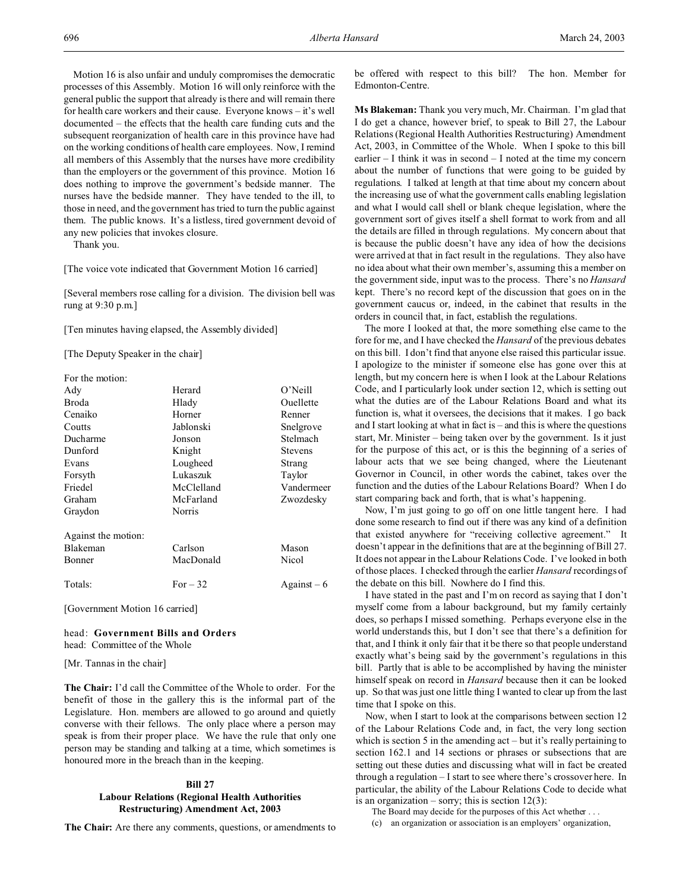Motion 16 is also unfair and unduly compromises the democratic processes of this Assembly. Motion 16 will only reinforce with the general public the support that already is there and will remain there for health care workers and their cause. Everyone knows – it's well documented – the effects that the health care funding cuts and the subsequent reorganization of health care in this province have had on the working conditions of health care employees. Now, I remind all members of this Assembly that the nurses have more credibility than the employers or the government of this province. Motion 16 does nothing to improve the government's bedside manner. The nurses have the bedside manner. They have tended to the ill, to those in need, and the government has tried to turn the public against them. The public knows. It's a listless, tired government devoid of any new policies that invokes closure.

Thank you.

[The voice vote indicated that Government Motion 16 carried]

[Several members rose calling for a division. The division bell was rung at 9:30 p.m.]

[Ten minutes having elapsed, the Assembly divided]

[The Deputy Speaker in the chair]

For the motion:

| | | |
|---|---|---|
| Ady | Herard | O'Neill |
| Broda | Hlady | Ouellette |
| Cenaiko | Horner | Renner |
| Coutts | Jablonski | Snelgrove |
| Ducharme | Jonson | Stelmach |
| Dunford | Knight | Stevens |
| Evans | Lougheed | Strang |
| Forsyth | Lukaszuk | Taylor |
| Friedel | McClelland | Vandermeer |
| Graham | McFarland | Zwozdesky |
| Graydon | Norris | |

Against the motion:

| | | |
|---|---|---|
| Blakeman | Carlson | Mason |
| Bonner | MacDonald | Nicol |

| | | |
|---|---|---|
| Totals: | For – 32 | Against – 6 |

[Government Motion 16 carried]

head: **Government Bills and Orders**
head: Committee of the Whole

[Mr. Tannas in the chair]

**The Chair:** I'd call the Committee of the Whole to order. For the benefit of those in the gallery this is the informal part of the Legislature. Hon. members are allowed to go around and quietly converse with their fellows. The only place where a person may speak is from their proper place. We have the rule that only one person may be standing and talking at a time, which sometimes is honoured more in the breach than in the keeping.

### Bill 27
### Labour Relations (Regional Health Authorities Restructuring) Amendment Act, 2003

**The Chair:** Are there any comments, questions, or amendments to be offered with respect to this bill? The hon. Member for Edmonton-Centre.

**Ms Blakeman:** Thank you very much, Mr. Chairman. I'm glad that I do get a chance, however brief, to speak to Bill 27, the Labour Relations (Regional Health Authorities Restructuring) Amendment Act, 2003, in Committee of the Whole. When I spoke to this bill earlier – I think it was in second – I noted at the time my concern about the number of functions that were going to be guided by regulations. I talked at length at that time about my concern about the increasing use of what the government calls enabling legislation and what I would call shell or blank cheque legislation, where the government sort of gives itself a shell format to work from and all the details are filled in through regulations. My concern about that is because the public doesn't have any idea of how the decisions were arrived at that in fact result in the regulations. They also have no idea about what their own member's, assuming this a member on the government side, input was to the process. There's no *Hansard* kept. There's no record kept of the discussion that goes on in the government caucus or, indeed, in the cabinet that results in the orders in council that, in fact, establish the regulations.

The more I looked at that, the more something else came to the fore for me, and I have checked the *Hansard* of the previous debates on this bill. I don't find that anyone else raised this particular issue. I apologize to the minister if someone else has gone over this at length, but my concern here is when I look at the Labour Relations Code, and I particularly look under section 12, which is setting out what the duties are of the Labour Relations Board and what its function is, what it oversees, the decisions that it makes. I go back and I start looking at what in fact is – and this is where the questions start, Mr. Minister – being taken over by the government. Is it just for the purpose of this act, or is this the beginning of a series of labour acts that we see being changed, where the Lieutenant Governor in Council, in other words the cabinet, takes over the function and the duties of the Labour Relations Board? When I do start comparing back and forth, that is what's happening.

Now, I'm just going to go off on one little tangent here. I had done some research to find out if there was any kind of a definition that existed anywhere for "receiving collective agreement." It doesn't appear in the definitions that are at the beginning of Bill 27. It does not appear in the Labour Relations Code. I've looked in both of those places. I checked through the earlier *Hansard* recordings of the debate on this bill. Nowhere do I find this.

I have stated in the past and I'm on record as saying that I don't myself come from a labour background, but my family certainly does, so perhaps I missed something. Perhaps everyone else in the world understands this, but I don't see that there's a definition for that, and I think it only fair that it be there so that people understand exactly what's being said by the government's regulations in this bill. Partly that is able to be accomplished by having the minister himself speak on record in *Hansard* because then it can be looked up. So that was just one little thing I wanted to clear up from the last time that I spoke on this.

Now, when I start to look at the comparisons between section 12 of the Labour Relations Code and, in fact, the very long section which is section 5 in the amending act – but it's really pertaining to section 162.1 and 14 sections or phrases or subsections that are setting out these duties and discussing what will in fact be created through a regulation – I start to see where there's crossover here. In particular, the ability of the Labour Relations Code to decide what is an organization – sorry; this is section 12(3):

> The Board may decide for the purposes of this Act whether . . .
> (c) an organization or association is an employers' organization,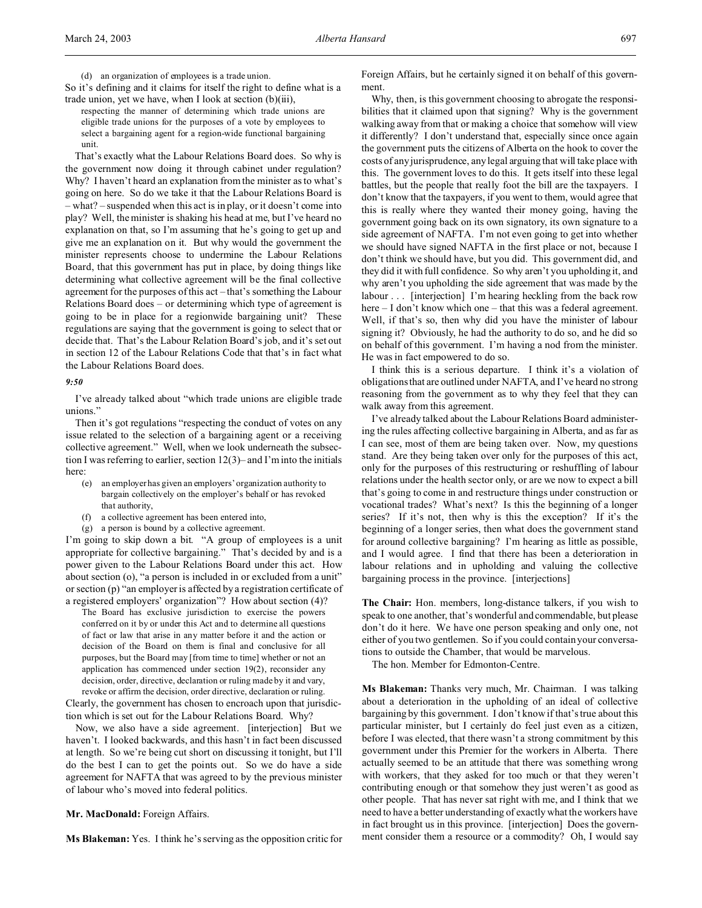(d) an organization of employees is a trade union.

So it's defining and it claims for itself the right to define what is a trade union, yet we have, when I look at section (b)(iii),

> respecting the manner of determining which trade unions are eligible trade unions for the purposes of a vote by employees to select a bargaining agent for a region-wide functional bargaining unit.

That's exactly what the Labour Relations Board does. So why is the government now doing it through cabinet under regulation? Why? I haven't heard an explanation from the minister as to what's going on here. So do we take it that the Labour Relations Board is – what? – suspended when this act is in play, or it doesn't come into play? Well, the minister is shaking his head at me, but I've heard no explanation on that, so I'm assuming that he's going to get up and give me an explanation on it. But why would the government the minister represents choose to undermine the Labour Relations Board, that this government has put in place, by doing things like determining what collective agreement will be the final collective agreement for the purposes of this act – that's something the Labour Relations Board does – or determining which type of agreement is going to be in place for a regionwide bargaining unit? These regulations are saying that the government is going to select that or decide that. That's the Labour Relation Board's job, and it's set out in section 12 of the Labour Relations Code that that's in fact what the Labour Relations Board does.

*9:50*

I've already talked about "which trade unions are eligible trade unions."

Then it's got regulations "respecting the conduct of votes on any issue related to the selection of a bargaining agent or a receiving collective agreement." Well, when we look underneath the subsection I was referring to earlier, section 12(3)– and I'm into the initials here:

> (e) an employer has given an employers' organization authority to bargain collectively on the employer's behalf or has revoked that authority,
>
> (f) a collective agreement has been entered into,
>
> (g) a person is bound by a collective agreement.

I'm going to skip down a bit. "A group of employees is a unit appropriate for collective bargaining." That's decided by and is a power given to the Labour Relations Board under this act. How about section (o), "a person is included in or excluded from a unit" or section (p) "an employer is affected by a registration certificate of a registered employers' organization"? How about section (4)?

> The Board has exclusive jurisdiction to exercise the powers conferred on it by or under this Act and to determine all questions of fact or law that arise in any matter before it and the action or decision of the Board on them is final and conclusive for all purposes, but the Board may [from time to time] whether or not an application has commenced under section 19(2), reconsider any decision, order, directive, declaration or ruling made by it and vary, revoke or affirm the decision, order directive, declaration or ruling.

Clearly, the government has chosen to encroach upon that jurisdiction which is set out for the Labour Relations Board. Why?

Now, we also have a side agreement. [interjection] But we haven't. I looked backwards, and this hasn't in fact been discussed at length. So we're being cut short on discussing it tonight, but I'll do the best I can to get the points out. So we do have a side agreement for NAFTA that was agreed to by the previous minister of labour who's moved into federal politics.

**Mr. MacDonald:** Foreign Affairs.

**Ms Blakeman:** Yes. I think he's serving as the opposition critic for Foreign Affairs, but he certainly signed it on behalf of this government.

Why, then, is this government choosing to abrogate the responsibilities that it claimed upon that signing? Why is the government walking away from that or making a choice that somehow will view it differently? I don't understand that, especially since once again the government puts the citizens of Alberta on the hook to cover the costs of any jurisprudence, any legal arguing that will take place with this. The government loves to do this. It gets itself into these legal battles, but the people that really foot the bill are the taxpayers. I don't know that the taxpayers, if you went to them, would agree that this is really where they wanted their money going, having the government going back on its own signatory, its own signature to a side agreement of NAFTA. I'm not even going to get into whether we should have signed NAFTA in the first place or not, because I don't think we should have, but you did. This government did, and they did it with full confidence. So why aren't you upholding it, and why aren't you upholding the side agreement that was made by the labour . . . [interjection] I'm hearing heckling from the back row here – I don't know which one – that this was a federal agreement. Well, if that's so, then why did you have the minister of labour signing it? Obviously, he had the authority to do so, and he did so on behalf of this government. I'm having a nod from the minister. He was in fact empowered to do so.

I think this is a serious departure. I think it's a violation of obligations that are outlined under NAFTA, and I've heard no strong reasoning from the government as to why they feel that they can walk away from this agreement.

I've already talked about the Labour Relations Board administering the rules affecting collective bargaining in Alberta, and as far as I can see, most of them are being taken over. Now, my questions stand. Are they being taken over only for the purposes of this act, only for the purposes of this restructuring or reshuffling of labour relations under the health sector only, or are we now to expect a bill that's going to come in and restructure things under construction or vocational trades? What's next? Is this the beginning of a longer series? If it's not, then why is this the exception? If it's the beginning of a longer series, then what does the government stand for around collective bargaining? I'm hearing as little as possible, and I would agree. I find that there has been a deterioration in labour relations and in upholding and valuing the collective bargaining process in the province. [interjections]

**The Chair:** Hon. members, long-distance talkers, if you wish to speak to one another, that's wonderful and commendable, but please don't do it here. We have one person speaking and only one, not either of you two gentlemen. So if you could contain your conversations to outside the Chamber, that would be marvelous.

The hon. Member for Edmonton-Centre.

**Ms Blakeman:** Thanks very much, Mr. Chairman. I was talking about a deterioration in the upholding of an ideal of collective bargaining by this government. I don't know if that's true about this particular minister, but I certainly do feel just even as a citizen, before I was elected, that there wasn't a strong commitment by this government under this Premier for the workers in Alberta. There actually seemed to be an attitude that there was something wrong with workers, that they asked for too much or that they weren't contributing enough or that somehow they just weren't as good as other people. That has never sat right with me, and I think that we need to have a better understanding of exactly what the workers have in fact brought us in this province. [interjection] Does the government consider them a resource or a commodity? Oh, I would say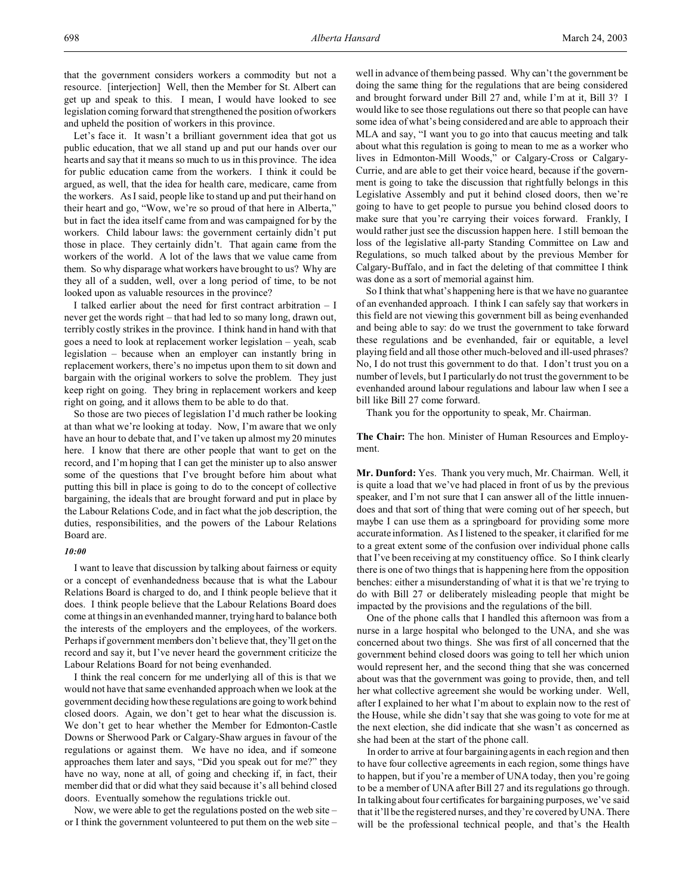that the government considers workers a commodity but not a resource. [interjection] Well, then the Member for St. Albert can get up and speak to this. I mean, I would have looked to see legislation coming forward that strengthened the position of workers and upheld the position of workers in this province.

Let's face it. It wasn't a brilliant government idea that got us public education, that we all stand up and put our hands over our hearts and say that it means so much to us in this province. The idea for public education came from the workers. I think it could be argued, as well, that the idea for health care, medicare, came from the workers. As I said, people like to stand up and put their hand on their heart and go, "Wow, we're so proud of that here in Alberta," but in fact the idea itself came from and was campaigned for by the workers. Child labour laws: the government certainly didn't put those in place. They certainly didn't. That again came from the workers of the world. A lot of the laws that we value came from them. So why disparage what workers have brought to us? Why are they all of a sudden, well, over a long period of time, to be not looked upon as valuable resources in the province?

I talked earlier about the need for first contract arbitration – I never get the words right – that had led to so many long, drawn out, terribly costly strikes in the province. I think hand in hand with that goes a need to look at replacement worker legislation – yeah, scab legislation – because when an employer can instantly bring in replacement workers, there's no impetus upon them to sit down and bargain with the original workers to solve the problem. They just keep right on going. They bring in replacement workers and keep right on going, and it allows them to be able to do that.

So those are two pieces of legislation I'd much rather be looking at than what we're looking at today. Now, I'm aware that we only have an hour to debate that, and I've taken up almost my 20 minutes here. I know that there are other people that want to get on the record, and I'm hoping that I can get the minister up to also answer some of the questions that I've brought before him about what putting this bill in place is going to do to the concept of collective bargaining, the ideals that are brought forward and put in place by the Labour Relations Code, and in fact what the job description, the duties, responsibilities, and the powers of the Labour Relations Board are.

*10:00*

I want to leave that discussion by talking about fairness or equity or a concept of evenhandedness because that is what the Labour Relations Board is charged to do, and I think people believe that it does. I think people believe that the Labour Relations Board does come at things in an evenhanded manner, trying hard to balance both the interests of the employers and the employees, of the workers. Perhaps if government members don't believe that, they'll get on the record and say it, but I've never heard the government criticize the Labour Relations Board for not being evenhanded.

I think the real concern for me underlying all of this is that we would not have that same evenhanded approach when we look at the government deciding how these regulations are going to work behind closed doors. Again, we don't get to hear what the discussion is. We don't get to hear whether the Member for Edmonton-Castle Downs or Sherwood Park or Calgary-Shaw argues in favour of the regulations or against them. We have no idea, and if someone approaches them later and says, "Did you speak out for me?" they have no way, none at all, of going and checking if, in fact, their member did that or did what they said because it's all behind closed doors. Eventually somehow the regulations trickle out.

Now, we were able to get the regulations posted on the web site – or I think the government volunteered to put them on the web site – well in advance of them being passed. Why can't the government be doing the same thing for the regulations that are being considered and brought forward under Bill 27 and, while I'm at it, Bill 3? I would like to see those regulations out there so that people can have some idea of what's being considered and are able to approach their MLA and say, "I want you to go into that caucus meeting and talk about what this regulation is going to mean to me as a worker who lives in Edmonton-Mill Woods," or Calgary-Cross or Calgary-Currie, and are able to get their voice heard, because if the government is going to take the discussion that rightfully belongs in this Legislative Assembly and put it behind closed doors, then we're going to have to get people to pursue you behind closed doors to make sure that you're carrying their voices forward. Frankly, I would rather just see the discussion happen here. I still bemoan the loss of the legislative all-party Standing Committee on Law and Regulations, so much talked about by the previous Member for Calgary-Buffalo, and in fact the deleting of that committee I think was done as a sort of memorial against him.

So I think that what's happening here is that we have no guarantee of an evenhanded approach. I think I can safely say that workers in this field are not viewing this government bill as being evenhanded and being able to say: do we trust the government to take forward these regulations and be evenhanded, fair or equitable, a level playing field and all those other much-beloved and ill-used phrases? No, I do not trust this government to do that. I don't trust you on a number of levels, but I particularly do not trust the government to be evenhanded around labour regulations and labour law when I see a bill like Bill 27 come forward.

Thank you for the opportunity to speak, Mr. Chairman.

**The Chair:** The hon. Minister of Human Resources and Employment.

**Mr. Dunford:** Yes. Thank you very much, Mr. Chairman. Well, it is quite a load that we've had placed in front of us by the previous speaker, and I'm not sure that I can answer all of the little innuendoes and that sort of thing that were coming out of her speech, but maybe I can use them as a springboard for providing some more accurate information. As I listened to the speaker, it clarified for me to a great extent some of the confusion over individual phone calls that I've been receiving at my constituency office. So I think clearly there is one of two things that is happening here from the opposition benches: either a misunderstanding of what it is that we're trying to do with Bill 27 or deliberately misleading people that might be impacted by the provisions and the regulations of the bill.

One of the phone calls that I handled this afternoon was from a nurse in a large hospital who belonged to the UNA, and she was concerned about two things. She was first of all concerned that the government behind closed doors was going to tell her which union would represent her, and the second thing that she was concerned about was that the government was going to provide, then, and tell her what collective agreement she would be working under. Well, after I explained to her what I'm about to explain now to the rest of the House, while she didn't say that she was going to vote for me at the next election, she did indicate that she wasn't as concerned as she had been at the start of the phone call.

In order to arrive at four bargaining agents in each region and then to have four collective agreements in each region, some things have to happen, but if you're a member of UNA today, then you're going to be a member of UNA after Bill 27 and its regulations go through. In talking about four certificates for bargaining purposes, we've said that it'll be the registered nurses, and they're covered by UNA. There will be the professional technical people, and that's the Health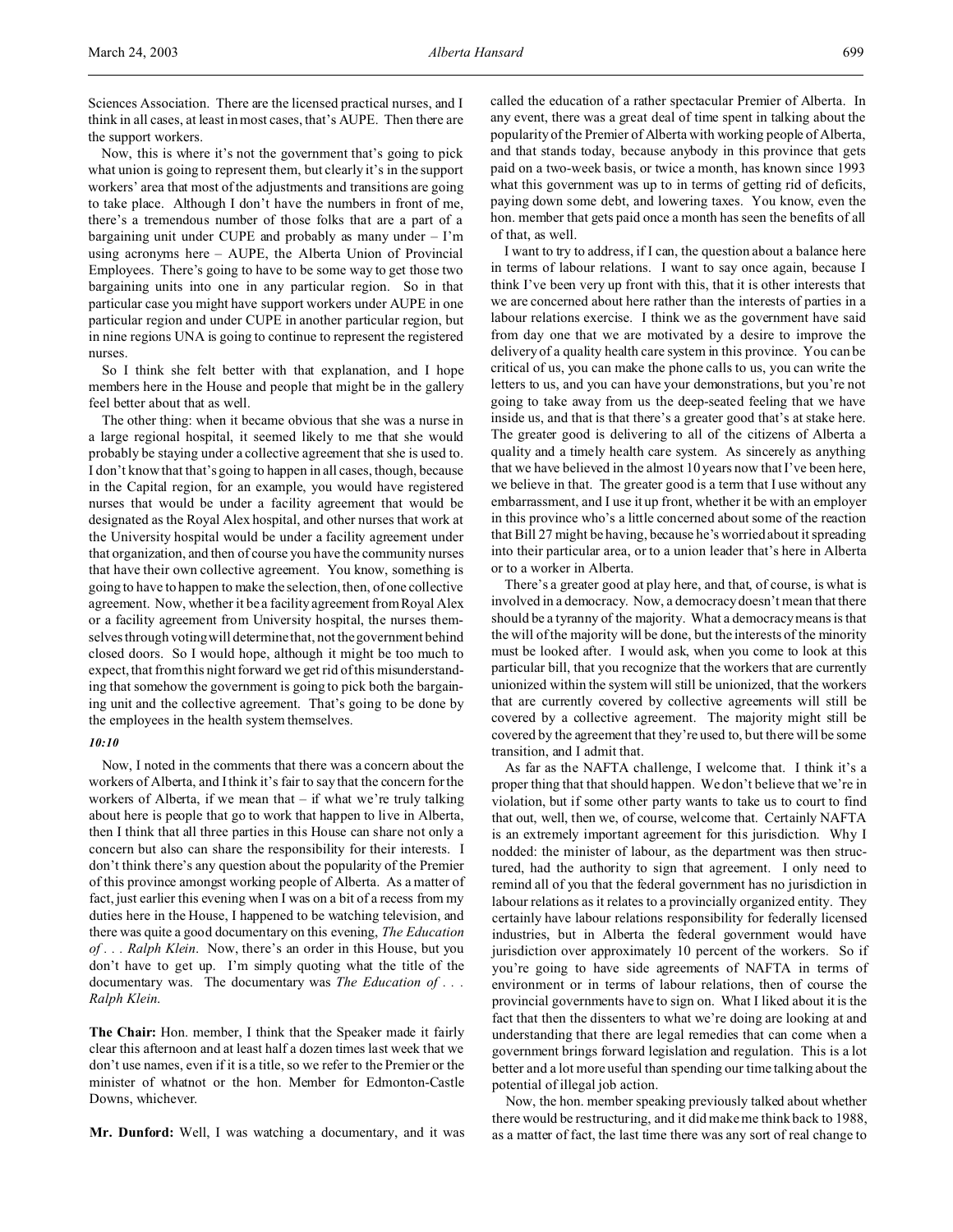Sciences Association. There are the licensed practical nurses, and I think in all cases, at least in most cases, that's AUPE. Then there are the support workers.

Now, this is where it's not the government that's going to pick what union is going to represent them, but clearly it's in the support workers' area that most of the adjustments and transitions are going to take place. Although I don't have the numbers in front of me, there's a tremendous number of those folks that are a part of a bargaining unit under CUPE and probably as many under – I'm using acronyms here – AUPE, the Alberta Union of Provincial Employees. There's going to have to be some way to get those two bargaining units into one in any particular region. So in that particular case you might have support workers under AUPE in one particular region and under CUPE in another particular region, but in nine regions UNA is going to continue to represent the registered nurses.

So I think she felt better with that explanation, and I hope members here in the House and people that might be in the gallery feel better about that as well.

The other thing: when it became obvious that she was a nurse in a large regional hospital, it seemed likely to me that she would probably be staying under a collective agreement that she is used to. I don't know that that's going to happen in all cases, though, because in the Capital region, for an example, you would have registered nurses that would be under a facility agreement that would be designated as the Royal Alex hospital, and other nurses that work at the University hospital would be under a facility agreement under that organization, and then of course you have the community nurses that have their own collective agreement. You know, something is going to have to happen to make the selection, then, of one collective agreement. Now, whether it be a facility agreement from Royal Alex or a facility agreement from University hospital, the nurses themselves through voting will determine that, not the government behind closed doors. So I would hope, although it might be too much to expect, that from this night forward we get rid of this misunderstanding that somehow the government is going to pick both the bargaining unit and the collective agreement. That's going to be done by the employees in the health system themselves.

*10:10*

Now, I noted in the comments that there was a concern about the workers of Alberta, and I think it's fair to say that the concern for the workers of Alberta, if we mean that – if what we're truly talking about here is people that go to work that happen to live in Alberta, then I think that all three parties in this House can share not only a concern but also can share the responsibility for their interests. I don't think there's any question about the popularity of the Premier of this province amongst working people of Alberta. As a matter of fact, just earlier this evening when I was on a bit of a recess from my duties here in the House, I happened to be watching television, and there was quite a good documentary on this evening, *The Education of . . . Ralph Klein*. Now, there's an order in this House, but you don't have to get up. I'm simply quoting what the title of the documentary was. The documentary was *The Education of . . . Ralph Klein.*

**The Chair:** Hon. member, I think that the Speaker made it fairly clear this afternoon and at least half a dozen times last week that we don't use names, even if it is a title, so we refer to the Premier or the minister of whatnot or the hon. Member for Edmonton-Castle Downs, whichever.

**Mr. Dunford:** Well, I was watching a documentary, and it was called the education of a rather spectacular Premier of Alberta. In any event, there was a great deal of time spent in talking about the popularity of the Premier of Alberta with working people of Alberta, and that stands today, because anybody in this province that gets paid on a two-week basis, or twice a month, has known since 1993 what this government was up to in terms of getting rid of deficits, paying down some debt, and lowering taxes. You know, even the hon. member that gets paid once a month has seen the benefits of all of that, as well.

I want to try to address, if I can, the question about a balance here in terms of labour relations. I want to say once again, because I think I've been very up front with this, that it is other interests that we are concerned about here rather than the interests of parties in a labour relations exercise. I think we as the government have said from day one that we are motivated by a desire to improve the delivery of a quality health care system in this province. You can be critical of us, you can make the phone calls to us, you can write the letters to us, and you can have your demonstrations, but you're not going to take away from us the deep-seated feeling that we have inside us, and that is that there's a greater good that's at stake here. The greater good is delivering to all of the citizens of Alberta a quality and a timely health care system. As sincerely as anything that we have believed in the almost 10 years now that I've been here, we believe in that. The greater good is a term that I use without any embarrassment, and I use it up front, whether it be with an employer in this province who's a little concerned about some of the reaction that Bill 27 might be having, because he's worried about it spreading into their particular area, or to a union leader that's here in Alberta or to a worker in Alberta.

There's a greater good at play here, and that, of course, is what is involved in a democracy. Now, a democracy doesn't mean that there should be a tyranny of the majority. What a democracy means is that the will of the majority will be done, but the interests of the minority must be looked after. I would ask, when you come to look at this particular bill, that you recognize that the workers that are currently unionized within the system will still be unionized, that the workers that are currently covered by collective agreements will still be covered by a collective agreement. The majority might still be covered by the agreement that they're used to, but there will be some transition, and I admit that.

As far as the NAFTA challenge, I welcome that. I think it's a proper thing that should happen. We don't believe that we're in violation, but if some other party wants to take us to court to find that out, well, then we, of course, welcome that. Certainly NAFTA is an extremely important agreement for this jurisdiction. Why I nodded: the minister of labour, as the department was then structured, had the authority to sign that agreement. I only need to remind all of you that the federal government has no jurisdiction in labour relations as it relates to a provincially organized entity. They certainly have labour relations responsibility for federally licensed industries, but in Alberta the federal government would have jurisdiction over approximately 10 percent of the workers. So if you're going to have side agreements of NAFTA in terms of environment or in terms of labour relations, then of course the provincial governments have to sign on. What I liked about it is the fact that then the dissenters to what we're doing are looking at and understanding that there are legal remedies that can come when a government brings forward legislation and regulation. This is a lot better and a lot more useful than spending our time talking about the potential of illegal job action.

Now, the hon. member speaking previously talked about whether there would be restructuring, and it did make me think back to 1988, as a matter of fact, the last time there was any sort of real change to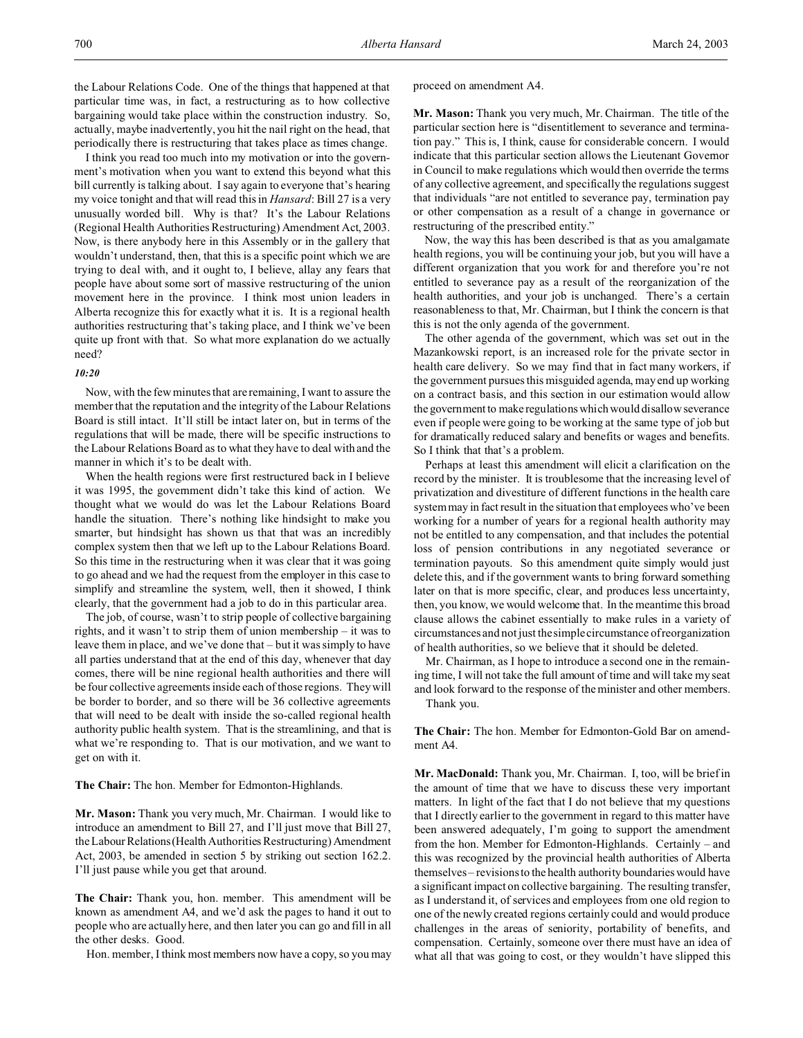the Labour Relations Code. One of the things that happened at that particular time was, in fact, a restructuring as to how collective bargaining would take place within the construction industry. So, actually, maybe inadvertently, you hit the nail right on the head, that periodically there is restructuring that takes place as times change.

I think you read too much into my motivation or into the government's motivation when you want to extend this beyond what this bill currently is talking about. I say again to everyone that's hearing my voice tonight and that will read this in *Hansard*: Bill 27 is a very unusually worded bill. Why is that? It's the Labour Relations (Regional Health Authorities Restructuring) Amendment Act, 2003. Now, is there anybody here in this Assembly or in the gallery that wouldn't understand, then, that this is a specific point which we are trying to deal with, and it ought to, I believe, allay any fears that people have about some sort of massive restructuring of the union movement here in the province. I think most union leaders in Alberta recognize this for exactly what it is. It is a regional health authorities restructuring that's taking place, and I think we've been quite up front with that. So what more explanation do we actually need?

*10:20*

Now, with the few minutes that are remaining, I want to assure the member that the reputation and the integrity of the Labour Relations Board is still intact. It'll still be intact later on, but in terms of the regulations that will be made, there will be specific instructions to the Labour Relations Board as to what they have to deal with and the manner in which it's to be dealt with.

When the health regions were first restructured back in I believe it was 1995, the government didn't take this kind of action. We thought what we would do was let the Labour Relations Board handle the situation. There's nothing like hindsight to make you smarter, but hindsight has shown us that that was an incredibly complex system then that we left up to the Labour Relations Board. So this time in the restructuring when it was clear that it was going to go ahead and we had the request from the employer in this case to simplify and streamline the system, well, then it showed, I think clearly, that the government had a job to do in this particular area.

The job, of course, wasn't to strip people of collective bargaining rights, and it wasn't to strip them of union membership – it was to leave them in place, and we've done that – but it was simply to have all parties understand that at the end of this day, whenever that day comes, there will be nine regional health authorities and there will be four collective agreements inside each of those regions. They will be border to border, and so there will be 36 collective agreements that will need to be dealt with inside the so-called regional health authority public health system. That is the streamlining, and that is what we're responding to. That is our motivation, and we want to get on with it.

**The Chair:** The hon. Member for Edmonton-Highlands.

**Mr. Mason:** Thank you very much, Mr. Chairman. I would like to introduce an amendment to Bill 27, and I'll just move that Bill 27, the Labour Relations (Health Authorities Restructuring) Amendment Act, 2003, be amended in section 5 by striking out section 162.2. I'll just pause while you get that around.

**The Chair:** Thank you, hon. member. This amendment will be known as amendment A4, and we'd ask the pages to hand it out to people who are actually here, and then later you can go and fill in all the other desks. Good.

Hon. member, I think most members now have a copy, so you may proceed on amendment A4.

**Mr. Mason:** Thank you very much, Mr. Chairman. The title of the particular section here is "disentitlement to severance and termination pay." This is, I think, cause for considerable concern. I would indicate that this particular section allows the Lieutenant Governor in Council to make regulations which would then override the terms of any collective agreement, and specifically the regulations suggest that individuals "are not entitled to severance pay, termination pay or other compensation as a result of a change in governance or restructuring of the prescribed entity."

Now, the way this has been described is that as you amalgamate health regions, you will be continuing your job, but you will have a different organization that you work for and therefore you're not entitled to severance pay as a result of the reorganization of the health authorities, and your job is unchanged. There's a certain reasonableness to that, Mr. Chairman, but I think the concern is that this is not the only agenda of the government.

The other agenda of the government, which was set out in the Mazankowski report, is an increased role for the private sector in health care delivery. So we may find that in fact many workers, if the government pursues this misguided agenda, may end up working on a contract basis, and this section in our estimation would allow the government to make regulations which would disallow severance even if people were going to be working at the same type of job but for dramatically reduced salary and benefits or wages and benefits. So I think that that's a problem.

Perhaps at least this amendment will elicit a clarification on the record by the minister. It is troublesome that the increasing level of privatization and divestiture of different functions in the health care system may in fact result in the situation that employees who've been working for a number of years for a regional health authority may not be entitled to any compensation, and that includes the potential loss of pension contributions in any negotiated severance or termination payouts. So this amendment quite simply would just delete this, and if the government wants to bring forward something later on that is more specific, clear, and produces less uncertainty, then, you know, we would welcome that. In the meantime this broad clause allows the cabinet essentially to make rules in a variety of circumstances and not just the simple circumstance of reorganization of health authorities, so we believe that it should be deleted.

Mr. Chairman, as I hope to introduce a second one in the remaining time, I will not take the full amount of time and will take my seat and look forward to the response of the minister and other members.

Thank you.

**The Chair:** The hon. Member for Edmonton-Gold Bar on amendment A4.

**Mr. MacDonald:** Thank you, Mr. Chairman. I, too, will be brief in the amount of time that we have to discuss these very important matters. In light of the fact that I do not believe that my questions that I directly earlier to the government in regard to this matter have been answered adequately, I'm going to support the amendment from the hon. Member for Edmonton-Highlands. Certainly – and this was recognized by the provincial health authorities of Alberta themselves – revisions to the health authority boundaries would have a significant impact on collective bargaining. The resulting transfer, as I understand it, of services and employees from one old region to one of the newly created regions certainly could and would produce challenges in the areas of seniority, portability of benefits, and compensation. Certainly, someone over there must have an idea of what all that was going to cost, or they wouldn't have slipped this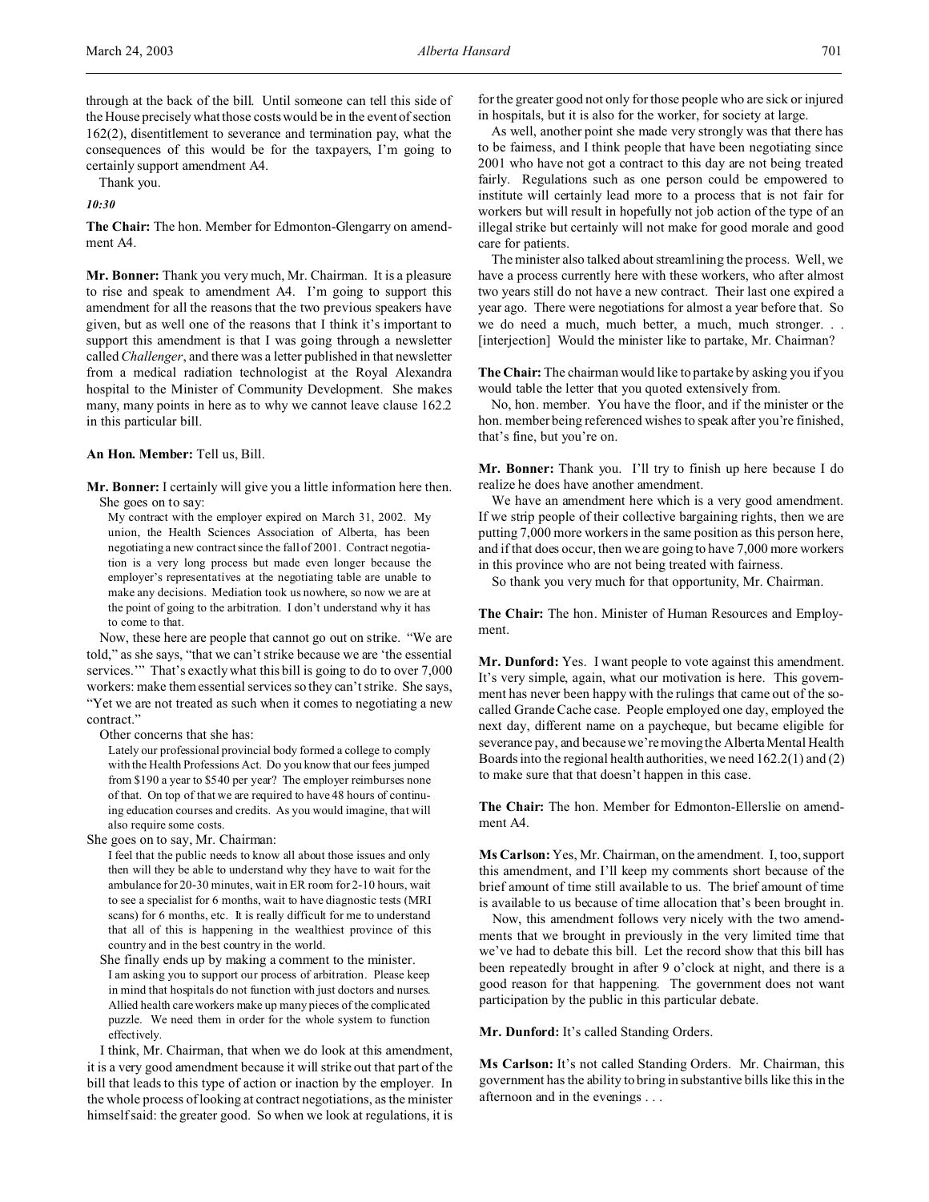through at the back of the bill. Until someone can tell this side of the House precisely what those costs would be in the event of section 162(2), disentitlement to severance and termination pay, what the consequences of this would be for the taxpayers, I'm going to certainly support amendment A4.

Thank you.

*10:30*

**The Chair:** The hon. Member for Edmonton-Glengarry on amendment A4.

**Mr. Bonner:** Thank you very much, Mr. Chairman. It is a pleasure to rise and speak to amendment A4. I'm going to support this amendment for all the reasons that the two previous speakers have given, but as well one of the reasons that I think it's important to support this amendment is that I was going through a newsletter called *Challenger*, and there was a letter published in that newsletter from a medical radiation technologist at the Royal Alexandra hospital to the Minister of Community Development. She makes many, many points in here as to why we cannot leave clause 162.2 in this particular bill.

**An Hon. Member:** Tell us, Bill.

**Mr. Bonner:** I certainly will give you a little information here then. She goes on to say:

> My contract with the employer expired on March 31, 2002. My union, the Health Sciences Association of Alberta, has been negotiating a new contract since the fall of 2001. Contract negotiation is a very long process but made even longer because the employer's representatives at the negotiating table are unable to make any decisions. Mediation took us nowhere, so now we are at the point of going to the arbitration. I don't understand why it has to come to that.

Now, these here are people that cannot go out on strike. "We are told," as she says, "that we can't strike because we are 'the essential services.'" That's exactly what this bill is going to do to over 7,000 workers: make them essential services so they can't strike. She says, "Yet we are not treated as such when it comes to negotiating a new contract."

Other concerns that she has:

> Lately our professional provincial body formed a college to comply with the Health Professions Act. Do you know that our fees jumped from $190 a year to $540 per year? The employer reimburses none of that. On top of that we are required to have 48 hours of continuing education courses and credits. As you would imagine, that will also require some costs.

She goes on to say, Mr. Chairman:

> I feel that the public needs to know all about those issues and only then will they be able to understand why they have to wait for the ambulance for 20-30 minutes, wait in ER room for 2-10 hours, wait to see a specialist for 6 months, wait to have diagnostic tests (MRI scans) for 6 months, etc. It is really difficult for me to understand that all of this is happening in the wealthiest province of this country and in the best country in the world.

She finally ends up by making a comment to the minister.

> I am asking you to support our process of arbitration. Please keep in mind that hospitals do not function with just doctors and nurses. Allied health care workers make up many pieces of the complicated puzzle. We need them in order for the whole system to function effectively.

I think, Mr. Chairman, that when we do look at this amendment, it is a very good amendment because it will strike out that part of the bill that leads to this type of action or inaction by the employer. In the whole process of looking at contract negotiations, as the minister himself said: the greater good. So when we look at regulations, it is for the greater good not only for those people who are sick or injured in hospitals, but it is also for the worker, for society at large.

As well, another point she made very strongly was that there has to be fairness, and I think people that have been negotiating since 2001 who have not got a contract to this day are not being treated fairly. Regulations such as one person could be empowered to institute will certainly lead more to a process that is not fair for workers but will result in hopefully not job action of the type of an illegal strike but certainly will not make for good morale and good care for patients.

The minister also talked about streamlining the process. Well, we have a process currently here with these workers, who after almost two years still do not have a new contract. Their last one expired a year ago. There were negotiations for almost a year before that. So we do need a much, much better, a much, much stronger. . . [interjection] Would the minister like to partake, Mr. Chairman?

**The Chair:** The chairman would like to partake by asking you if you would table the letter that you quoted extensively from.

No, hon. member. You have the floor, and if the minister or the hon. member being referenced wishes to speak after you're finished, that's fine, but you're on.

**Mr. Bonner:** Thank you. I'll try to finish up here because I do realize he does have another amendment.

We have an amendment here which is a very good amendment. If we strip people of their collective bargaining rights, then we are putting 7,000 more workers in the same position as this person here, and if that does occur, then we are going to have 7,000 more workers in this province who are not being treated with fairness.

So thank you very much for that opportunity, Mr. Chairman.

**The Chair:** The hon. Minister of Human Resources and Employment.

**Mr. Dunford:** Yes. I want people to vote against this amendment. It's very simple, again, what our motivation is here. This government has never been happy with the rulings that came out of the so-called Grande Cache case. People employed one day, employed the next day, different name on a paycheque, but became eligible for severance pay, and because we're moving the Alberta Mental Health Boards into the regional health authorities, we need 162.2(1) and (2) to make sure that that doesn't happen in this case.

**The Chair:** The hon. Member for Edmonton-Ellerslie on amendment A4.

**Ms Carlson:** Yes, Mr. Chairman, on the amendment. I, too, support this amendment, and I'll keep my comments short because of the brief amount of time still available to us. The brief amount of time is available to us because of time allocation that's been brought in.

Now, this amendment follows very nicely with the two amendments that we brought in previously in the very limited time that we've had to debate this bill. Let the record show that this bill has been repeatedly brought in after 9 o'clock at night, and there is a good reason for that happening. The government does not want participation by the public in this particular debate.

**Mr. Dunford:** It's called Standing Orders.

**Ms Carlson:** It's not called Standing Orders. Mr. Chairman, this government has the ability to bring in substantive bills like this in the afternoon and in the evenings . . .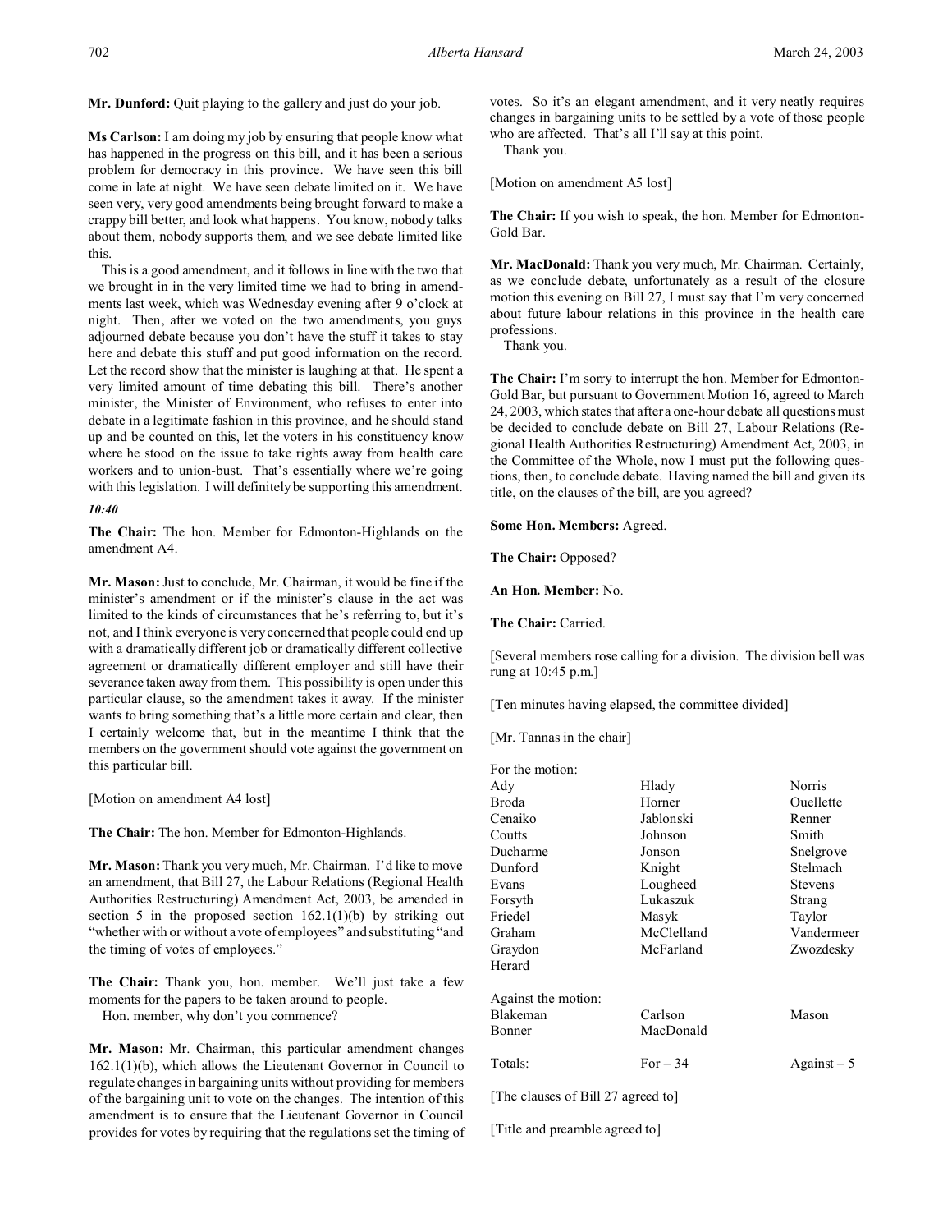**Mr. Dunford:** Quit playing to the gallery and just do your job.

**Ms Carlson:** I am doing my job by ensuring that people know what has happened in the progress on this bill, and it has been a serious problem for democracy in this province. We have seen this bill come in late at night. We have seen debate limited on it. We have seen very, very good amendments being brought forward to make a crappy bill better, and look what happens. You know, nobody talks about them, nobody supports them, and we see debate limited like this.

This is a good amendment, and it follows in line with the two that we brought in in the very limited time we had to bring in amendments last week, which was Wednesday evening after 9 o'clock at night. Then, after we voted on the two amendments, you guys adjourned debate because you don't have the stuff it takes to stay here and debate this stuff and put good information on the record. Let the record show that the minister is laughing at that. He spent a very limited amount of time debating this bill. There's another minister, the Minister of Environment, who refuses to enter into debate in a legitimate fashion in this province, and he should stand up and be counted on this, let the voters in his constituency know where he stood on the issue to take rights away from health care workers and to union-bust. That's essentially where we're going with this legislation. I will definitely be supporting this amendment.

*10:40*

**The Chair:** The hon. Member for Edmonton-Highlands on the amendment A4.

**Mr. Mason:** Just to conclude, Mr. Chairman, it would be fine if the minister's amendment or if the minister's clause in the act was limited to the kinds of circumstances that he's referring to, but it's not, and I think everyone is very concerned that people could end up with a dramatically different job or dramatically different collective agreement or dramatically different employer and still have their severance taken away from them. This possibility is open under this particular clause, so the amendment takes it away. If the minister wants to bring something that's a little more certain and clear, then I certainly welcome that, but in the meantime I think that the members on the government should vote against the government on this particular bill.

[Motion on amendment A4 lost]

**The Chair:** The hon. Member for Edmonton-Highlands.

**Mr. Mason:** Thank you very much, Mr. Chairman. I'd like to move an amendment, that Bill 27, the Labour Relations (Regional Health Authorities Restructuring) Amendment Act, 2003, be amended in section 5 in the proposed section 162.1(1)(b) by striking out "whether with or without a vote of employees" and substituting "and the timing of votes of employees."

**The Chair:** Thank you, hon. member. We'll just take a few moments for the papers to be taken around to people.

Hon. member, why don't you commence?

**Mr. Mason:** Mr. Chairman, this particular amendment changes 162.1(1)(b), which allows the Lieutenant Governor in Council to regulate changes in bargaining units without providing for members of the bargaining unit to vote on the changes. The intention of this amendment is to ensure that the Lieutenant Governor in Council provides for votes by requiring that the regulations set the timing of votes. So it's an elegant amendment, and it very neatly requires changes in bargaining units to be settled by a vote of those people who are affected. That's all I'll say at this point.

Thank you.

[Motion on amendment A5 lost]

**The Chair:** If you wish to speak, the hon. Member for Edmonton-Gold Bar.

**Mr. MacDonald:** Thank you very much, Mr. Chairman. Certainly, as we conclude debate, unfortunately as a result of the closure motion this evening on Bill 27, I must say that I'm very concerned about future labour relations in this province in the health care professions.

Thank you.

**The Chair:** I'm sorry to interrupt the hon. Member for Edmonton-Gold Bar, but pursuant to Government Motion 16, agreed to March 24, 2003, which states that after a one-hour debate all questions must be decided to conclude debate on Bill 27, Labour Relations (Regional Health Authorities Restructuring) Amendment Act, 2003, in the Committee of the Whole, now I must put the following questions, then, to conclude debate. Having named the bill and given its title, on the clauses of the bill, are you agreed?

**Some Hon. Members:** Agreed.

**The Chair:** Opposed?

**An Hon. Member:** No.

**The Chair:** Carried.

[Several members rose calling for a division. The division bell was rung at 10:45 p.m.]

[Ten minutes having elapsed, the committee divided]

[Mr. Tannas in the chair]

| For the motion: | | |
|---|---|---|
| Ady | Hlady | Norris |
| Broda | Horner | Ouellette |
| Cenaiko | Jablonski | Renner |
| Coutts | Johnson | Smith |
| Ducharme | Jonson | Snelgrove |
| Dunford | Knight | Stelmach |
| Evans | Lougheed | Stevens |
| Forsyth | Lukaszuk | Strang |
| Friedel | Masyk | Taylor |
| Graham | McClelland | Vandermeer |
| Graydon | McFarland | Zwozdesky |
| Herard | | |

| Against the motion: | | |
|---|---|---|
| Blakeman | Carlson | Mason |
| Bonner | MacDonald | |

| Totals: | For – 34 | Against – 5 |
|---|---|---|

[The clauses of Bill 27 agreed to]

[Title and preamble agreed to]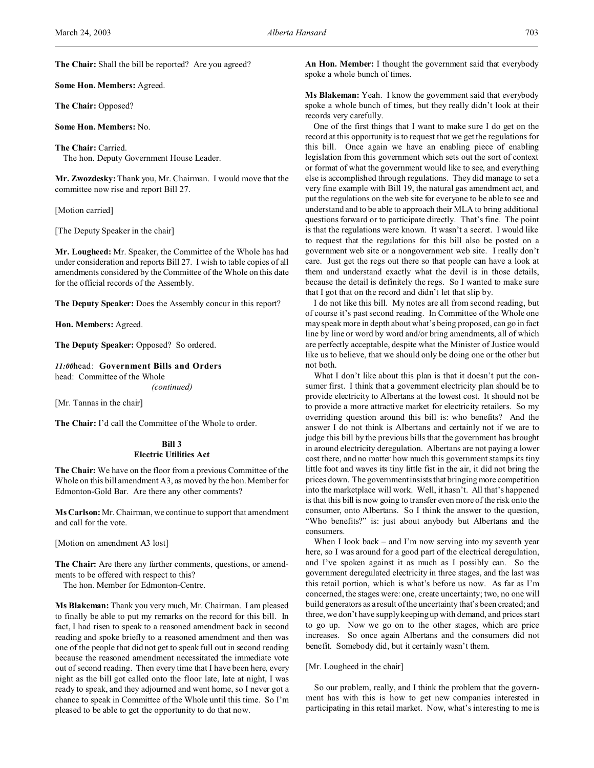**The Chair:** Shall the bill be reported? Are you agreed?

**Some Hon. Members:** Agreed.

**The Chair:** Opposed?

**Some Hon. Members:** No.

**The Chair:** Carried.
The hon. Deputy Government House Leader.

**Mr. Zwozdesky:** Thank you, Mr. Chairman. I would move that the committee now rise and report Bill 27.

[Motion carried]

[The Deputy Speaker in the chair]

**Mr. Lougheed:** Mr. Speaker, the Committee of the Whole has had under consideration and reports Bill 27. I wish to table copies of all amendments considered by the Committee of the Whole on this date for the official records of the Assembly.

**The Deputy Speaker:** Does the Assembly concur in this report?

**Hon. Members:** Agreed.

**The Deputy Speaker:** Opposed? So ordered.

*11:00* head: **Government Bills and Orders**
head: Committee of the Whole
*(continued)*

[Mr. Tannas in the chair]

**The Chair:** I'd call the Committee of the Whole to order.

## Bill 3
## Electric Utilities Act

**The Chair:** We have on the floor from a previous Committee of the Whole on this bill amendment A3, as moved by the hon. Member for Edmonton-Gold Bar. Are there any other comments?

**Ms Carlson:** Mr. Chairman, we continue to support that amendment and call for the vote.

[Motion on amendment A3 lost]

**The Chair:** Are there any further comments, questions, or amendments to be offered with respect to this?
The hon. Member for Edmonton-Centre.

**Ms Blakeman:** Thank you very much, Mr. Chairman. I am pleased to finally be able to put my remarks on the record for this bill. In fact, I had risen to speak to a reasoned amendment back in second reading and spoke briefly to a reasoned amendment and then was one of the people that did not get to speak full out in second reading because the reasoned amendment necessitated the immediate vote out of second reading. Then every time that I have been here, every night as the bill got called onto the floor late, late at night, I was ready to speak, and they adjourned and went home, so I never got a chance to speak in Committee of the Whole until this time. So I'm pleased to be able to get the opportunity to do that now.

**An Hon. Member:** I thought the government said that everybody spoke a whole bunch of times.

**Ms Blakeman:** Yeah. I know the government said that everybody spoke a whole bunch of times, but they really didn't look at their records very carefully.

One of the first things that I want to make sure I do get on the record at this opportunity is to request that we get the regulations for this bill. Once again we have an enabling piece of enabling legislation from this government which sets out the sort of context or format of what the government would like to see, and everything else is accomplished through regulations. They did manage to set a very fine example with Bill 19, the natural gas amendment act, and put the regulations on the web site for everyone to be able to see and understand and to be able to approach their MLA to bring additional questions forward or to participate directly. That's fine. The point is that the regulations were known. It wasn't a secret. I would like to request that the regulations for this bill also be posted on a government web site or a nongovernment web site. I really don't care. Just get the regs out there so that people can have a look at them and understand exactly what the devil is in those details, because the detail is definitely the regs. So I wanted to make sure that I got that on the record and didn't let that slip by.

I do not like this bill. My notes are all from second reading, but of course it's past second reading. In Committee of the Whole one may speak more in depth about what's being proposed, can go in fact line by line or word by word and/or bring amendments, all of which are perfectly acceptable, despite what the Minister of Justice would like us to believe, that we should only be doing one or the other but not both.

What I don't like about this plan is that it doesn't put the consumer first. I think that a government electricity plan should be to provide electricity to Albertans at the lowest cost. It should not be to provide a more attractive market for electricity retailers. So my overriding question around this bill is: who benefits? And the answer I do not think is Albertans and certainly not if we are to judge this bill by the previous bills that the government has brought in around electricity deregulation. Albertans are not paying a lower cost there, and no matter how much this government stamps its tiny little foot and waves its tiny little fist in the air, it did not bring the prices down. The government insists that bringing more competition into the marketplace will work. Well, it hasn't. All that's happened is that this bill is now going to transfer even more of the risk onto the consumer, onto Albertans. So I think the answer to the question, "Who benefits?" is: just about anybody but Albertans and the consumers.

When I look back – and I'm now serving into my seventh year here, so I was around for a good part of the electrical deregulation, and I've spoken against it as much as I possibly can. So the government deregulated electricity in three stages, and the last was this retail portion, which is what's before us now. As far as I'm concerned, the stages were: one, create uncertainty; two, no one will build generators as a result of the uncertainty that's been created; and three, we don't have supply keeping up with demand, and prices start to go up. Now we go on to the other stages, which are price increases. So once again Albertans and the consumers did not benefit. Somebody did, but it certainly wasn't them.

[Mr. Lougheed in the chair]

So our problem, really, and I think the problem that the government has with this is how to get new companies interested in participating in this retail market. Now, what's interesting to me is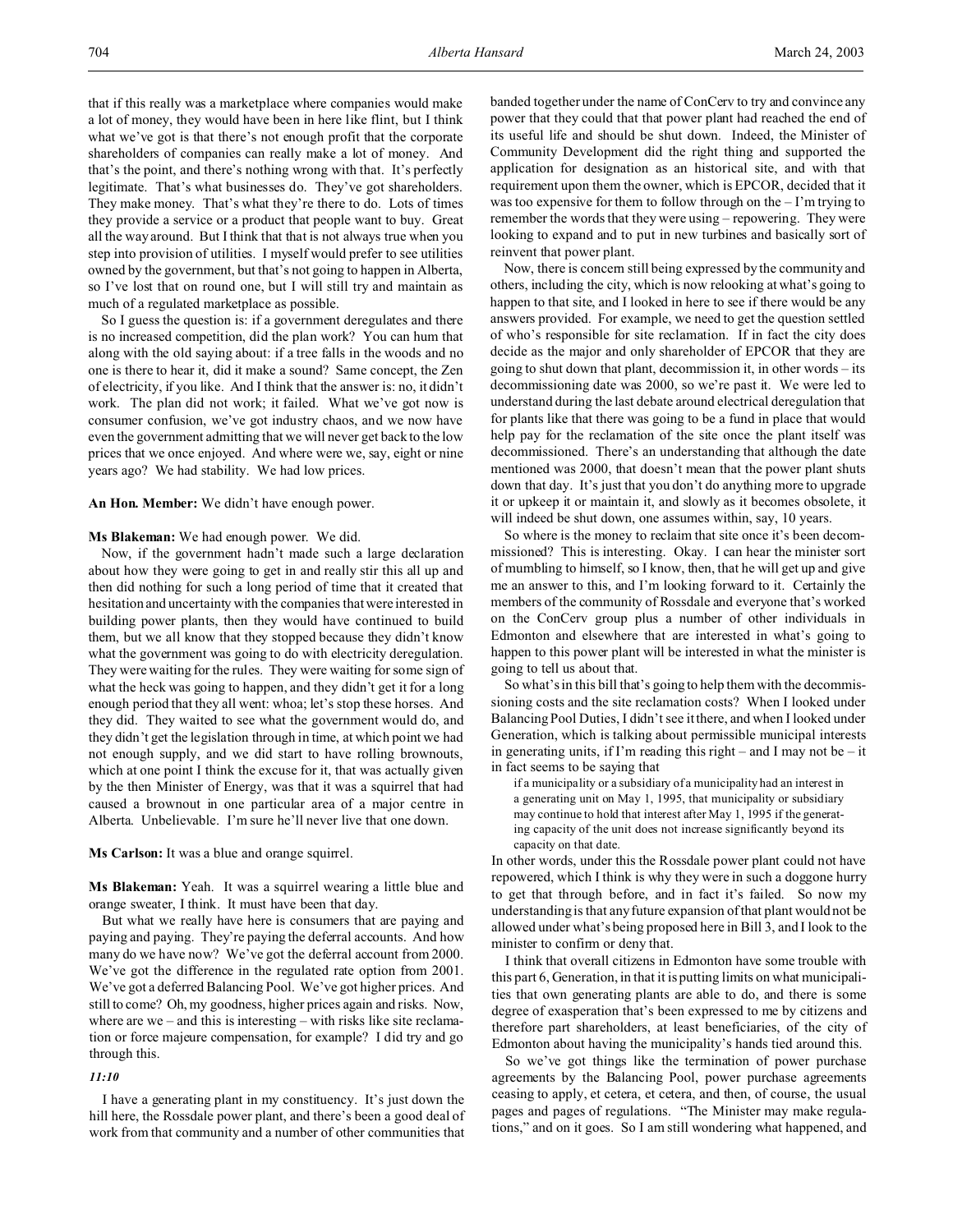that if this really was a marketplace where companies would make a lot of money, they would have been in here like flint, but I think what we've got is that there's not enough profit that the corporate shareholders of companies can really make a lot of money. And that's the point, and there's nothing wrong with that. It's perfectly legitimate. That's what businesses do. They've got shareholders. They make money. That's what they're there to do. Lots of times they provide a service or a product that people want to buy. Great all the way around. But I think that that is not always true when you step into provision of utilities. I myself would prefer to see utilities owned by the government, but that's not going to happen in Alberta, so I've lost that on round one, but I will still try and maintain as much of a regulated marketplace as possible.

So I guess the question is: if a government deregulates and there is no increased competition, did the plan work? You can hum that along with the old saying about: if a tree falls in the woods and no one is there to hear it, did it make a sound? Same concept, the Zen of electricity, if you like. And I think that the answer is: no, it didn't work. The plan did not work; it failed. What we've got now is consumer confusion, we've got industry chaos, and we now have even the government admitting that we will never get back to the low prices that we once enjoyed. And where were we, say, eight or nine years ago? We had stability. We had low prices.

**An Hon. Member:** We didn't have enough power.

**Ms Blakeman:** We had enough power. We did.

Now, if the government hadn't made such a large declaration about how they were going to get in and really stir this all up and then did nothing for such a long period of time that it created that hesitation and uncertainty with the companies that were interested in building power plants, then they would have continued to build them, but we all know that they stopped because they didn't know what the government was going to do with electricity deregulation. They were waiting for the rules. They were waiting for some sign of what the heck was going to happen, and they didn't get it for a long enough period that they all went: whoa; let's stop these horses. And they did. They waited to see what the government would do, and they didn't get the legislation through in time, at which point we had not enough supply, and we did start to have rolling brownouts, which at one point I think the excuse for it, that was actually given by the then Minister of Energy, was that it was a squirrel that had caused a brownout in one particular area of a major centre in Alberta. Unbelievable. I'm sure he'll never live that one down.

**Ms Carlson:** It was a blue and orange squirrel.

**Ms Blakeman:** Yeah. It was a squirrel wearing a little blue and orange sweater, I think. It must have been that day.

But what we really have here is consumers that are paying and paying and paying. They're paying the deferral accounts. And how many do we have now? We've got the deferral account from 2000. We've got the difference in the regulated rate option from 2001. We've got a deferred Balancing Pool. We've got higher prices. And still to come? Oh, my goodness, higher prices again and risks. Now, where are we – and this is interesting – with risks like site reclamation or force majeure compensation, for example? I did try and go through this.

*11:10*

I have a generating plant in my constituency. It's just down the hill here, the Rossdale power plant, and there's been a good deal of work from that community and a number of other communities that banded together under the name of ConCerv to try and convince any power that they could that that power plant had reached the end of its useful life and should be shut down. Indeed, the Minister of Community Development did the right thing and supported the application for designation as an historical site, and with that requirement upon them the owner, which is EPCOR, decided that it was too expensive for them to follow through on the – I'm trying to remember the words that they were using – repowering. They were looking to expand and to put in new turbines and basically sort of reinvent that power plant.

Now, there is concern still being expressed by the community and others, including the city, which is now relooking at what's going to happen to that site, and I looked in here to see if there would be any answers provided. For example, we need to get the question settled of who's responsible for site reclamation. If in fact the city does decide as the major and only shareholder of EPCOR that they are going to shut down that plant, decommission it, in other words – its decommissioning date was 2000, so we're past it. We were led to understand during the last debate around electrical deregulation that for plants like that there was going to be a fund in place that would help pay for the reclamation of the site once the plant itself was decommissioned. There's an understanding that although the date mentioned was 2000, that doesn't mean that the power plant shuts down that day. It's just that you don't do anything more to upgrade it or upkeep it or maintain it, and slowly as it becomes obsolete, it will indeed be shut down, one assumes within, say, 10 years.

So where is the money to reclaim that site once it's been decommissioned? This is interesting. Okay. I can hear the minister sort of mumbling to himself, so I know, then, that he will get up and give me an answer to this, and I'm looking forward to it. Certainly the members of the community of Rossdale and everyone that's worked on the ConCerv group plus a number of other individuals in Edmonton and elsewhere that are interested in what's going to happen to this power plant will be interested in what the minister is going to tell us about that.

So what's in this bill that's going to help them with the decommissioning costs and the site reclamation costs? When I looked under Balancing Pool Duties, I didn't see it there, and when I looked under Generation, which is talking about permissible municipal interests in generating units, if I'm reading this right – and I may not be – it in fact seems to be saying that

> if a municipality or a subsidiary of a municipality had an interest in a generating unit on May 1, 1995, that municipality or subsidiary may continue to hold that interest after May 1, 1995 if the generating capacity of the unit does not increase significantly beyond its capacity on that date.

In other words, under this the Rossdale power plant could not have repowered, which I think is why they were in such a doggone hurry to get that through before, and in fact it's failed. So now my understanding is that any future expansion of that plant would not be allowed under what's being proposed here in Bill 3, and I look to the minister to confirm or deny that.

I think that overall citizens in Edmonton have some trouble with this part 6, Generation, in that it is putting limits on what municipalities that own generating plants are able to do, and there is some degree of exasperation that's been expressed to me by citizens and therefore part shareholders, at least beneficiaries, of the city of Edmonton about having the municipality's hands tied around this.

So we've got things like the termination of power purchase agreements by the Balancing Pool, power purchase agreements ceasing to apply, et cetera, et cetera, and then, of course, the usual pages and pages of regulations. "The Minister may make regulations," and on it goes. So I am still wondering what happened, and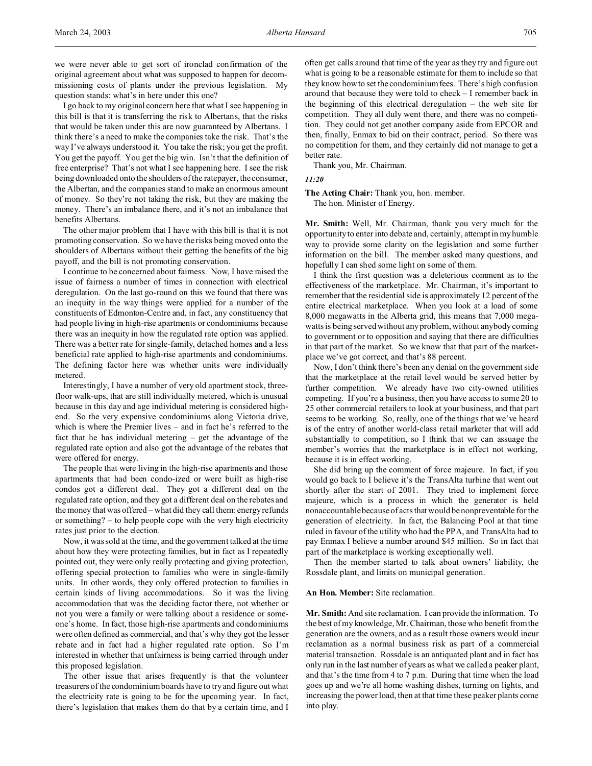we were never able to get sort of ironclad confirmation of the original agreement about what was supposed to happen for decommissioning costs of plants under the previous legislation. My question stands: what's in here under this one?

I go back to my original concern here that what I see happening in this bill is that it is transferring the risk to Albertans, that the risks that would be taken under this are now guaranteed by Albertans. I think there's a need to make the companies take the risk. That's the way I've always understood it. You take the risk; you get the profit. You get the payoff. You get the big win. Isn't that the definition of free enterprise? That's not what I see happening here. I see the risk being downloaded onto the shoulders of the ratepayer, the consumer, the Albertan, and the companies stand to make an enormous amount of money. So they're not taking the risk, but they are making the money. There's an imbalance there, and it's not an imbalance that benefits Albertans.

The other major problem that I have with this bill is that it is not promoting conservation. So we have the risks being moved onto the shoulders of Albertans without their getting the benefits of the big payoff, and the bill is not promoting conservation.

I continue to be concerned about fairness. Now, I have raised the issue of fairness a number of times in connection with electrical deregulation. On the last go-round on this we found that there was an inequity in the way things were applied for a number of the constituents of Edmonton-Centre and, in fact, any constituency that had people living in high-rise apartments or condominiums because there was an inequity in how the regulated rate option was applied. There was a better rate for single-family, detached homes and a less beneficial rate applied to high-rise apartments and condominiums. The defining factor here was whether units were individually metered.

Interestingly, I have a number of very old apartment stock, three-floor walk-ups, that are still individually metered, which is unusual because in this day and age individual metering is considered high-end. So the very expensive condominiums along Victoria drive, which is where the Premier lives – and in fact he's referred to the fact that he has individual metering – get the advantage of the regulated rate option and also got the advantage of the rebates that were offered for energy.

The people that were living in the high-rise apartments and those apartments that had been condo-ized or were built as high-rise condos got a different deal. They got a different deal on the regulated rate option, and they got a different deal on the rebates and the money that was offered – what did they call them: energy refunds or something? – to help people cope with the very high electricity rates just prior to the election.

Now, it was sold at the time, and the government talked at the time about how they were protecting families, but in fact as I repeatedly pointed out, they were only really protecting and giving protection, offering special protection to families who were in single-family units. In other words, they only offered protection to families in certain kinds of living accommodations. So it was the living accommodation that was the deciding factor there, not whether or not you were a family or were talking about a residence or someone's home. In fact, those high-rise apartments and condominiums were often defined as commercial, and that's why they got the lesser rebate and in fact had a higher regulated rate option. So I'm interested in whether that unfairness is being carried through under this proposed legislation.

The other issue that arises frequently is that the volunteer treasurers of the condominium boards have to try and figure out what the electricity rate is going to be for the upcoming year. In fact, there's legislation that makes them do that by a certain time, and I often get calls around that time of the year as they try and figure out what is going to be a reasonable estimate for them to include so that they know how to set the condominium fees. There's high confusion around that because they were told to check – I remember back in the beginning of this electrical deregulation – the web site for competition. They all duly went there, and there was no competition. They could not get another company aside from EPCOR and then, finally, Enmax to bid on their contract, period. So there was no competition for them, and they certainly did not manage to get a better rate.

Thank you, Mr. Chairman.

*11:20*

**The Acting Chair:** Thank you, hon. member.
The hon. Minister of Energy.

**Mr. Smith:** Well, Mr. Chairman, thank you very much for the opportunity to enter into debate and, certainly, attempt in my humble way to provide some clarity on the legislation and some further information on the bill. The member asked many questions, and hopefully I can shed some light on some of them.

I think the first question was a deleterious comment as to the effectiveness of the marketplace. Mr. Chairman, it's important to remember that the residential side is approximately 12 percent of the entire electrical marketplace. When you look at a load of some 8,000 megawatts in the Alberta grid, this means that 7,000 megawatts is being served without any problem, without anybody coming to government or to opposition and saying that there are difficulties in that part of the market. So we know that that part of the marketplace we've got correct, and that's 88 percent.

Now, I don't think there's been any denial on the government side that the marketplace at the retail level would be served better by further competition. We already have two city-owned utilities competing. If you're a business, then you have access to some 20 to 25 other commercial retailers to look at your business, and that part seems to be working. So, really, one of the things that we've heard is of the entry of another world-class retail marketer that will add substantially to competition, so I think that we can assuage the member's worries that the marketplace is in effect not working, because it is in effect working.

She did bring up the comment of force majeure. In fact, if you would go back to I believe it's the TransAlta turbine that went out shortly after the start of 2001. They tried to implement force majeure, which is a process in which the generator is held nonaccountable because of acts that would be nonpreventable for the generation of electricity. In fact, the Balancing Pool at that time ruled in favour of the utility who had the PPA, and TransAlta had to pay Enmax I believe a number around $45 million. So in fact that part of the marketplace is working exceptionally well.

Then the member started to talk about owners' liability, the Rossdale plant, and limits on municipal generation.

**An Hon. Member:** Site reclamation.

**Mr. Smith:** And site reclamation. I can provide the information. To the best of my knowledge, Mr. Chairman, those who benefit from the generation are the owners, and as a result those owners would incur reclamation as a normal business risk as part of a commercial material transaction. Rossdale is an antiquated plant and in fact has only run in the last number of years as what we called a peaker plant, and that's the time from 4 to 7 p.m. During that time when the load goes up and we're all home washing dishes, turning on lights, and increasing the power load, then at that time these peaker plants come into play.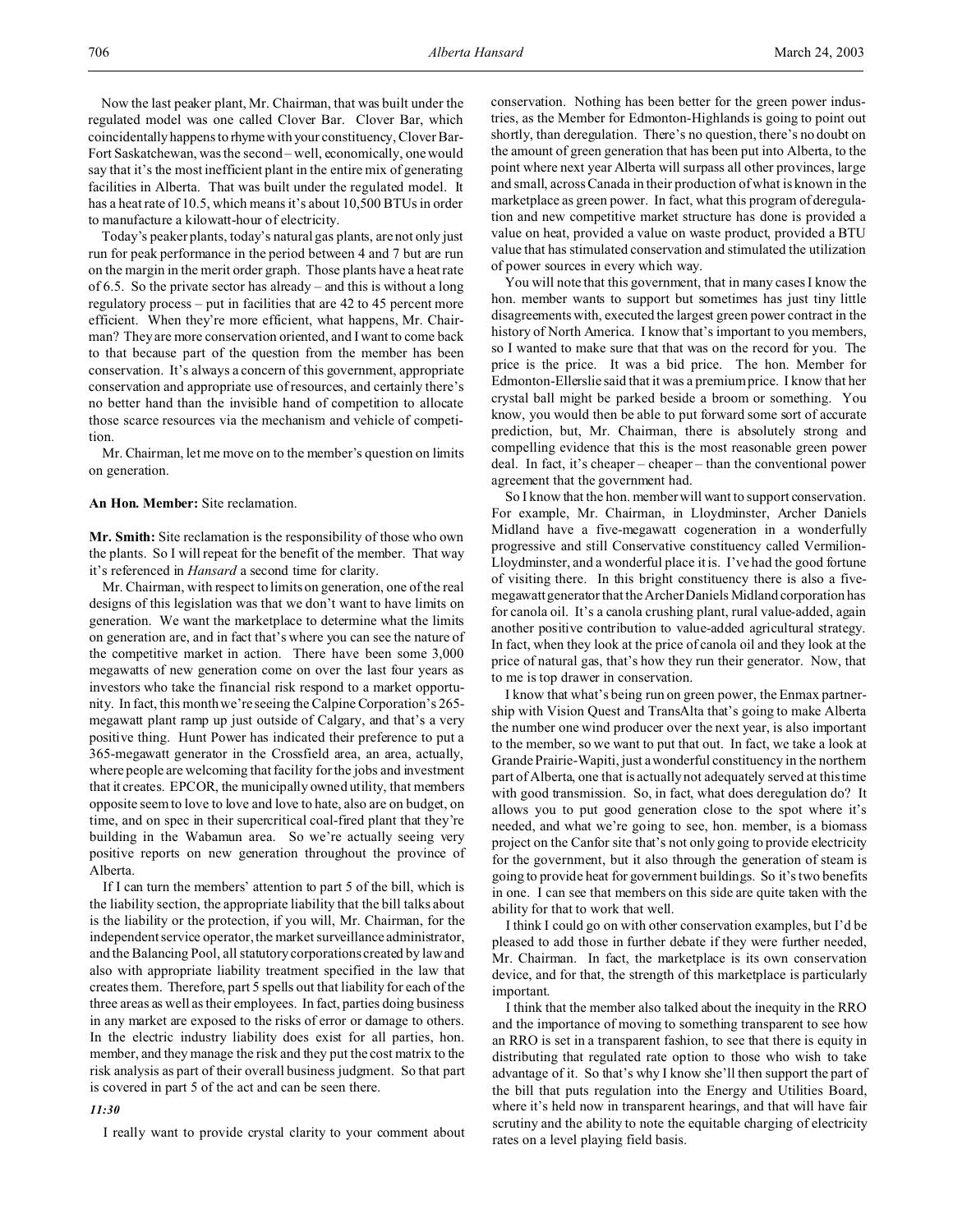Now the last peaker plant, Mr. Chairman, that was built under the regulated model was one called Clover Bar. Clover Bar, which coincidentally happens to rhyme with your constituency, Clover Bar-Fort Saskatchewan, was the second – well, economically, one would say that it's the most inefficient plant in the entire mix of generating facilities in Alberta. That was built under the regulated model. It has a heat rate of 10.5, which means it's about 10,500 BTUs in order to manufacture a kilowatt-hour of electricity.

Today's peaker plants, today's natural gas plants, are not only just run for peak performance in the period between 4 and 7 but are run on the margin in the merit order graph. Those plants have a heat rate of 6.5. So the private sector has already – and this is without a long regulatory process – put in facilities that are 42 to 45 percent more efficient. When they're more efficient, what happens, Mr. Chairman? They are more conservation oriented, and I want to come back to that because part of the question from the member has been conservation. It's always a concern of this government, appropriate conservation and appropriate use of resources, and certainly there's no better hand than the invisible hand of competition to allocate those scarce resources via the mechanism and vehicle of competition.

Mr. Chairman, let me move on to the member's question on limits on generation.

**An Hon. Member:** Site reclamation.

**Mr. Smith:** Site reclamation is the responsibility of those who own the plants. So I will repeat for the benefit of the member. That way it's referenced in *Hansard* a second time for clarity.

Mr. Chairman, with respect to limits on generation, one of the real designs of this legislation was that we don't want to have limits on generation. We want the marketplace to determine what the limits on generation are, and in fact that's where you can see the nature of the competitive market in action. There have been some 3,000 megawatts of new generation come on over the last four years as investors who take the financial risk respond to a market opportunity. In fact, this month we're seeing the Calpine Corporation's 265-megawatt plant ramp up just outside of Calgary, and that's a very positive thing. Hunt Power has indicated their preference to put a 365-megawatt generator in the Crossfield area, an area, actually, where people are welcoming that facility for the jobs and investment that it creates. EPCOR, the municipally owned utility, that members opposite seem to love to love and love to hate, also are on budget, on time, and on spec in their supercritical coal-fired plant that they're building in the Wabamun area. So we're actually seeing very positive reports on new generation throughout the province of Alberta.

If I can turn the members' attention to part 5 of the bill, which is the liability section, the appropriate liability that the bill talks about is the liability or the protection, if you will, Mr. Chairman, for the independent service operator, the market surveillance administrator, and the Balancing Pool, all statutory corporations created by law and also with appropriate liability treatment specified in the law that creates them. Therefore, part 5 spells out that liability for each of the three areas as well as their employees. In fact, parties doing business in any market are exposed to the risks of error or damage to others. In the electric industry liability does exist for all parties, hon. member, and they manage the risk and they put the cost matrix to the risk analysis as part of their overall business judgment. So that part is covered in part 5 of the act and can be seen there.

*11:30*

I really want to provide crystal clarity to your comment about conservation. Nothing has been better for the green power industries, as the Member for Edmonton-Highlands is going to point out shortly, than deregulation. There's no question, there's no doubt on the amount of green generation that has been put into Alberta, to the point where next year Alberta will surpass all other provinces, large and small, across Canada in their production of what is known in the marketplace as green power. In fact, what this program of deregulation and new competitive market structure has done is provided a value on heat, provided a value on waste product, provided a BTU value that has stimulated conservation and stimulated the utilization of power sources in every which way.

You will note that this government, that in many cases I know the hon. member wants to support but sometimes has just tiny little disagreements with, executed the largest green power contract in the history of North America. I know that's important to you members, so I wanted to make sure that that was on the record for you. The price is the price. It was a bid price. The hon. Member for Edmonton-Ellerslie said that it was a premium price. I know that her crystal ball might be parked beside a broom or something. You know, you would then be able to put forward some sort of accurate prediction, but, Mr. Chairman, there is absolutely strong and compelling evidence that this is the most reasonable green power deal. In fact, it's cheaper – cheaper – than the conventional power agreement that the government had.

So I know that the hon. member will want to support conservation. For example, Mr. Chairman, in Lloydminster, Archer Daniels Midland have a five-megawatt cogeneration in a wonderfully progressive and still Conservative constituency called Vermilion-Lloydminster, and a wonderful place it is. I've had the good fortune of visiting there. In this bright constituency there is also a five-megawatt generator that the Archer Daniels Midland corporation has for canola oil. It's a canola crushing plant, rural value-added, again another positive contribution to value-added agricultural strategy. In fact, when they look at the price of canola oil and they look at the price of natural gas, that's how they run their generator. Now, that to me is top drawer in conservation.

I know that what's being run on green power, the Enmax partnership with Vision Quest and TransAlta that's going to make Alberta the number one wind producer over the next year, is also important to the member, so we want to put that out. In fact, we take a look at Grande Prairie-Wapiti, just a wonderful constituency in the northern part of Alberta, one that is actually not adequately served at this time with good transmission. So, in fact, what does deregulation do? It allows you to put good generation close to the spot where it's needed, and what we're going to see, hon. member, is a biomass project on the Canfor site that's not only going to provide electricity for the government, but it also through the generation of steam is going to provide heat for government buildings. So it's two benefits in one. I can see that members on this side are quite taken with the ability for that to work that well.

I think I could go on with other conservation examples, but I'd be pleased to add those in further debate if they were further needed, Mr. Chairman. In fact, the marketplace is its own conservation device, and for that, the strength of this marketplace is particularly important.

I think that the member also talked about the inequity in the RRO and the importance of moving to something transparent to see how an RRO is set in a transparent fashion, to see that there is equity in distributing that regulated rate option to those who wish to take advantage of it. So that's why I know she'll then support the part of the bill that puts regulation into the Energy and Utilities Board, where it's held now in transparent hearings, and that will have fair scrutiny and the ability to note the equitable charging of electricity rates on a level playing field basis.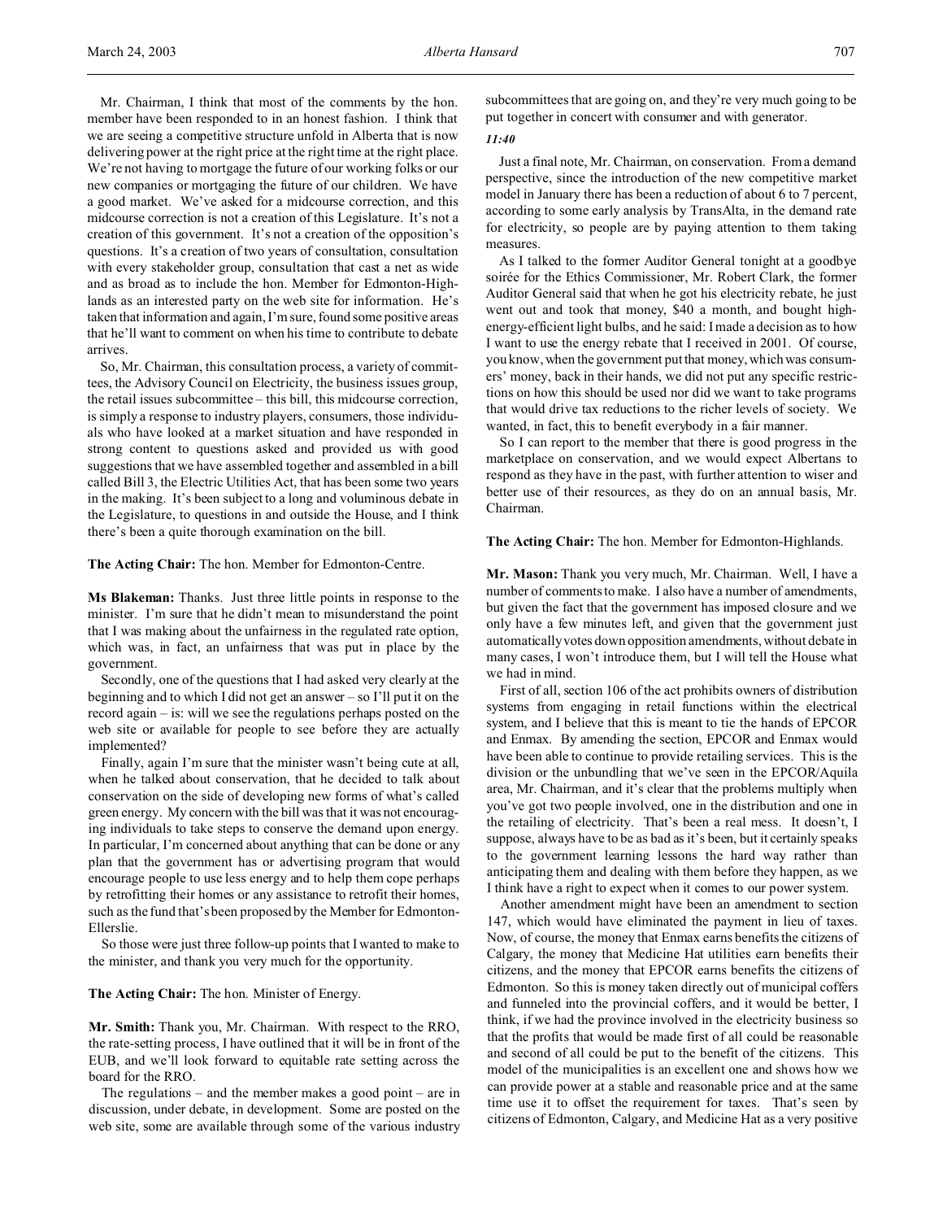Mr. Chairman, I think that most of the comments by the hon. member have been responded to in an honest fashion. I think that we are seeing a competitive structure unfold in Alberta that is now delivering power at the right price at the right time at the right place. We're not having to mortgage the future of our working folks or our new companies or mortgaging the future of our children. We have a good market. We've asked for a midcourse correction, and this midcourse correction is not a creation of this Legislature. It's not a creation of this government. It's not a creation of the opposition's questions. It's a creation of two years of consultation, consultation with every stakeholder group, consultation that cast a net as wide and as broad as to include the hon. Member for Edmonton-Highlands as an interested party on the web site for information. He's taken that information and again, I'm sure, found some positive areas that he'll want to comment on when his time to contribute to debate arrives.

So, Mr. Chairman, this consultation process, a variety of committees, the Advisory Council on Electricity, the business issues group, the retail issues subcommittee – this bill, this midcourse correction, is simply a response to industry players, consumers, those individuals who have looked at a market situation and have responded in strong content to questions asked and provided us with good suggestions that we have assembled together and assembled in a bill called Bill 3, the Electric Utilities Act, that has been some two years in the making. It's been subject to a long and voluminous debate in the Legislature, to questions in and outside the House, and I think there's been a quite thorough examination on the bill.

**The Acting Chair:** The hon. Member for Edmonton-Centre.

**Ms Blakeman:** Thanks. Just three little points in response to the minister. I'm sure that he didn't mean to misunderstand the point that I was making about the unfairness in the regulated rate option, which was, in fact, an unfairness that was put in place by the government.

Secondly, one of the questions that I had asked very clearly at the beginning and to which I did not get an answer – so I'll put it on the record again – is: will we see the regulations perhaps posted on the web site or available for people to see before they are actually implemented?

Finally, again I'm sure that the minister wasn't being cute at all, when he talked about conservation, that he decided to talk about conservation on the side of developing new forms of what's called green energy. My concern with the bill was that it was not encouraging individuals to take steps to conserve the demand upon energy. In particular, I'm concerned about anything that can be done or any plan that the government has or advertising program that would encourage people to use less energy and to help them cope perhaps by retrofitting their homes or any assistance to retrofit their homes, such as the fund that's been proposed by the Member for Edmonton-Ellerslie.

So those were just three follow-up points that I wanted to make to the minister, and thank you very much for the opportunity.

**The Acting Chair:** The hon. Minister of Energy.

**Mr. Smith:** Thank you, Mr. Chairman. With respect to the RRO, the rate-setting process, I have outlined that it will be in front of the EUB, and we'll look forward to equitable rate setting across the board for the RRO.

The regulations – and the member makes a good point – are in discussion, under debate, in development. Some are posted on the web site, some are available through some of the various industry subcommittees that are going on, and they're very much going to be put together in concert with consumer and with generator.

*11:40*

Just a final note, Mr. Chairman, on conservation. From a demand perspective, since the introduction of the new competitive market model in January there has been a reduction of about 6 to 7 percent, according to some early analysis by TransAlta, in the demand rate for electricity, so people are by paying attention to them taking measures.

As I talked to the former Auditor General tonight at a goodbye soirée for the Ethics Commissioner, Mr. Robert Clark, the former Auditor General said that when he got his electricity rebate, he just went out and took that money, $40 a month, and bought high-energy-efficient light bulbs, and he said: I made a decision as to how I want to use the energy rebate that I received in 2001. Of course, you know, when the government put that money, which was consumers' money, back in their hands, we did not put any specific restrictions on how this should be used nor did we want to take programs that would drive tax reductions to the richer levels of society. We wanted, in fact, this to benefit everybody in a fair manner.

So I can report to the member that there is good progress in the marketplace on conservation, and we would expect Albertans to respond as they have in the past, with further attention to wiser and better use of their resources, as they do on an annual basis, Mr. Chairman.

**The Acting Chair:** The hon. Member for Edmonton-Highlands.

**Mr. Mason:** Thank you very much, Mr. Chairman. Well, I have a number of comments to make. I also have a number of amendments, but given the fact that the government has imposed closure and we only have a few minutes left, and given that the government just automatically votes down opposition amendments, without debate in many cases, I won't introduce them, but I will tell the House what we had in mind.

First of all, section 106 of the act prohibits owners of distribution systems from engaging in retail functions within the electrical system, and I believe that this is meant to tie the hands of EPCOR and Enmax. By amending the section, EPCOR and Enmax would have been able to continue to provide retailing services. This is the division or the unbundling that we've seen in the EPCOR/Aquila area, Mr. Chairman, and it's clear that the problems multiply when you've got two people involved, one in the distribution and one in the retailing of electricity. That's been a real mess. It doesn't, I suppose, always have to be as bad as it's been, but it certainly speaks to the government learning lessons the hard way rather than anticipating them and dealing with them before they happen, as we I think have a right to expect when it comes to our power system.

Another amendment might have been an amendment to section 147, which would have eliminated the payment in lieu of taxes. Now, of course, the money that Enmax earns benefits the citizens of Calgary, the money that Medicine Hat utilities earn benefits their citizens, and the money that EPCOR earns benefits the citizens of Edmonton. So this is money taken directly out of municipal coffers and funneled into the provincial coffers, and it would be better, I think, if we had the province involved in the electricity business so that the profits that would be made first of all could be reasonable and second of all could be put to the benefit of the citizens. This model of the municipalities is an excellent one and shows how we can provide power at a stable and reasonable price and at the same time use it to offset the requirement for taxes. That's seen by citizens of Edmonton, Calgary, and Medicine Hat as a very positive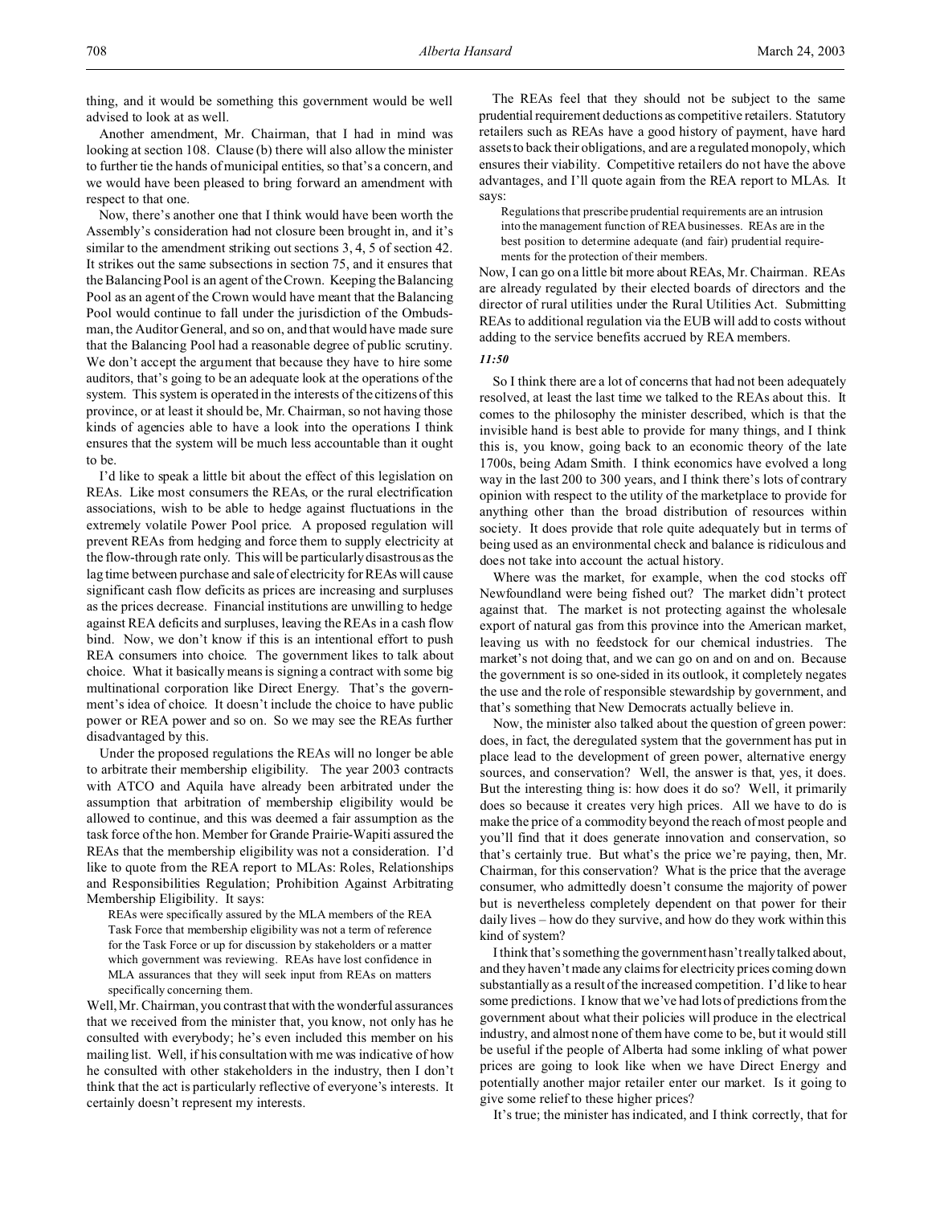thing, and it would be something this government would be well advised to look at as well.

Another amendment, Mr. Chairman, that I had in mind was looking at section 108. Clause (b) there will also allow the minister to further tie the hands of municipal entities, so that's a concern, and we would have been pleased to bring forward an amendment with respect to that one.

Now, there's another one that I think would have been worth the Assembly's consideration had not closure been brought in, and it's similar to the amendment striking out sections 3, 4, 5 of section 42. It strikes out the same subsections in section 75, and it ensures that the Balancing Pool is an agent of the Crown. Keeping the Balancing Pool as an agent of the Crown would have meant that the Balancing Pool would continue to fall under the jurisdiction of the Ombudsman, the Auditor General, and so on, and that would have made sure that the Balancing Pool had a reasonable degree of public scrutiny. We don't accept the argument that because they have to hire some auditors, that's going to be an adequate look at the operations of the system. This system is operated in the interests of the citizens of this province, or at least it should be, Mr. Chairman, so not having those kinds of agencies able to have a look into the operations I think ensures that the system will be much less accountable than it ought to be.

I'd like to speak a little bit about the effect of this legislation on REAs. Like most consumers the REAs, or the rural electrification associations, wish to be able to hedge against fluctuations in the extremely volatile Power Pool price. A proposed regulation will prevent REAs from hedging and force them to supply electricity at the flow-through rate only. This will be particularly disastrous as the lag time between purchase and sale of electricity for REAs will cause significant cash flow deficits as prices are increasing and surpluses as the prices decrease. Financial institutions are unwilling to hedge against REA deficits and surpluses, leaving the REAs in a cash flow bind. Now, we don't know if this is an intentional effort to push REA consumers into choice. The government likes to talk about choice. What it basically means is signing a contract with some big multinational corporation like Direct Energy. That's the government's idea of choice. It doesn't include the choice to have public power or REA power and so on. So we may see the REAs further disadvantaged by this.

Under the proposed regulations the REAs will no longer be able to arbitrate their membership eligibility. The year 2003 contracts with ATCO and Aquila have already been arbitrated under the assumption that arbitration of membership eligibility would be allowed to continue, and this was deemed a fair assumption as the task force of the hon. Member for Grande Prairie-Wapiti assured the REAs that the membership eligibility was not a consideration. I'd like to quote from the REA report to MLAs: Roles, Relationships and Responsibilities Regulation; Prohibition Against Arbitrating Membership Eligibility. It says:

> REAs were specifically assured by the MLA members of the REA Task Force that membership eligibility was not a term of reference for the Task Force or up for discussion by stakeholders or a matter which government was reviewing. REAs have lost confidence in MLA assurances that they will seek input from REAs on matters specifically concerning them.

Well, Mr. Chairman, you contrast that with the wonderful assurances that we received from the minister that, you know, not only has he consulted with everybody; he's even included this member on his mailing list. Well, if his consultation with me was indicative of how he consulted with other stakeholders in the industry, then I don't think that the act is particularly reflective of everyone's interests. It certainly doesn't represent my interests.

The REAs feel that they should not be subject to the same prudential requirement deductions as competitive retailers. Statutory retailers such as REAs have a good history of payment, have hard assets to back their obligations, and are a regulated monopoly, which ensures their viability. Competitive retailers do not have the above advantages, and I'll quote again from the REA report to MLAs. It says:

> Regulations that prescribe prudential requirements are an intrusion into the management function of REA businesses. REAs are in the best position to determine adequate (and fair) prudential requirements for the protection of their members.

Now, I can go on a little bit more about REAs, Mr. Chairman. REAs are already regulated by their elected boards of directors and the director of rural utilities under the Rural Utilities Act. Submitting REAs to additional regulation via the EUB will add to costs without adding to the service benefits accrued by REA members.

*11:50*

So I think there are a lot of concerns that had not been adequately resolved, at least the last time we talked to the REAs about this. It comes to the philosophy the minister described, which is that the invisible hand is best able to provide for many things, and I think this is, you know, going back to an economic theory of the late 1700s, being Adam Smith. I think economics have evolved a long way in the last 200 to 300 years, and I think there's lots of contrary opinion with respect to the utility of the marketplace to provide for anything other than the broad distribution of resources within society. It does provide that role quite adequately but in terms of being used as an environmental check and balance is ridiculous and does not take into account the actual history.

Where was the market, for example, when the cod stocks off Newfoundland were being fished out? The market didn't protect against that. The market is not protecting against the wholesale export of natural gas from this province into the American market, leaving us with no feedstock for our chemical industries. The market's not doing that, and we can go on and on and on. Because the government is so one-sided in its outlook, it completely negates the use and the role of responsible stewardship by government, and that's something that New Democrats actually believe in.

Now, the minister also talked about the question of green power: does, in fact, the deregulated system that the government has put in place lead to the development of green power, alternative energy sources, and conservation? Well, the answer is that, yes, it does. But the interesting thing is: how does it do so? Well, it primarily does so because it creates very high prices. All we have to do is make the price of a commodity beyond the reach of most people and you'll find that it does generate innovation and conservation, so that's certainly true. But what's the price we're paying, then, Mr. Chairman, for this conservation? What is the price that the average consumer, who admittedly doesn't consume the majority of power but is nevertheless completely dependent on that power for their daily lives – how do they survive, and how do they work within this kind of system?

I think that's something the government hasn't really talked about, and they haven't made any claims for electricity prices coming down substantially as a result of the increased competition. I'd like to hear some predictions. I know that we've had lots of predictions from the government about what their policies will produce in the electrical industry, and almost none of them have come to be, but it would still be useful if the people of Alberta had some inkling of what power prices are going to look like when we have Direct Energy and potentially another major retailer enter our market. Is it going to give some relief to these higher prices?

It's true; the minister has indicated, and I think correctly, that for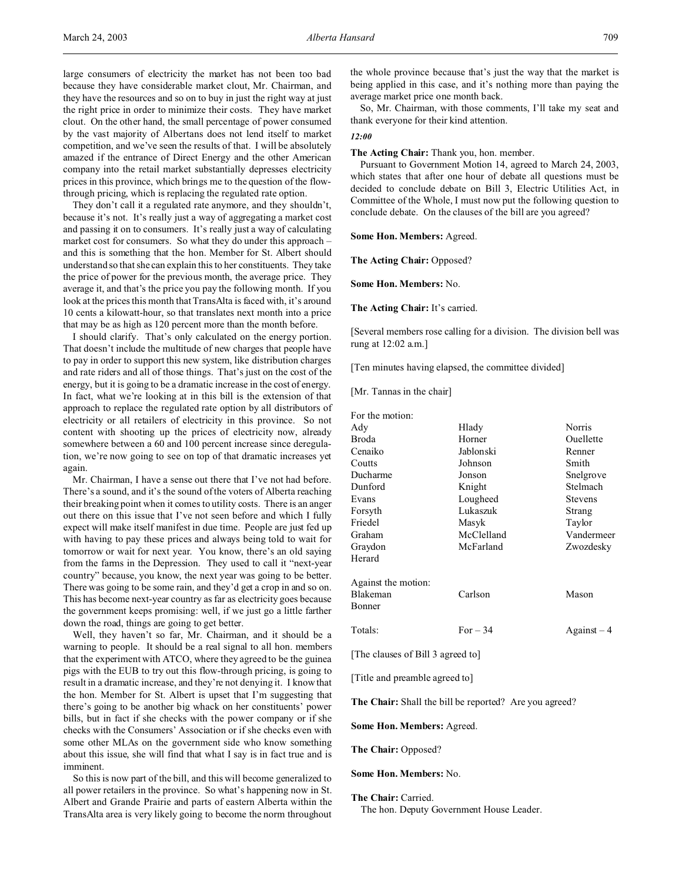large consumers of electricity the market has not been too bad because they have considerable market clout, Mr. Chairman, and they have the resources and so on to buy in just the right way at just the right price in order to minimize their costs. They have market clout. On the other hand, the small percentage of power consumed by the vast majority of Albertans does not lend itself to market competition, and we've seen the results of that. I will be absolutely amazed if the entrance of Direct Energy and the other American company into the retail market substantially depresses electricity prices in this province, which brings me to the question of the flow-through pricing, which is replacing the regulated rate option.

They don't call it a regulated rate anymore, and they shouldn't, because it's not. It's really just a way of aggregating a market cost and passing it on to consumers. It's really just a way of calculating market cost for consumers. So what they do under this approach – and this is something that the hon. Member for St. Albert should understand so that she can explain this to her constituents. They take the price of power for the previous month, the average price. They average it, and that's the price you pay the following month. If you look at the prices this month that TransAlta is faced with, it's around 10 cents a kilowatt-hour, so that translates next month into a price that may be as high as 120 percent more than the month before.

I should clarify. That's only calculated on the energy portion. That doesn't include the multitude of new charges that people have to pay in order to support this new system, like distribution charges and rate riders and all of those things. That's just on the cost of the energy, but it is going to be a dramatic increase in the cost of energy. In fact, what we're looking at in this bill is the extension of that approach to replace the regulated rate option by all distributors of electricity or all retailers of electricity in this province. So not content with shooting up the prices of electricity now, already somewhere between a 60 and 100 percent increase since deregulation, we're now going to see on top of that dramatic increases yet again.

Mr. Chairman, I have a sense out there that I've not had before. There's a sound, and it's the sound of the voters of Alberta reaching their breaking point when it comes to utility costs. There is an anger out there on this issue that I've not seen before and which I fully expect will make itself manifest in due time. People are just fed up with having to pay these prices and always being told to wait for tomorrow or wait for next year. You know, there's an old saying from the farms in the Depression. They used to call it "next-year country" because, you know, the next year was going to be better. There was going to be some rain, and they'd get a crop in and so on. This has become next-year country as far as electricity goes because the government keeps promising: well, if we just go a little farther down the road, things are going to get better.

Well, they haven't so far, Mr. Chairman, and it should be a warning to people. It should be a real signal to all hon. members that the experiment with ATCO, where they agreed to be the guinea pigs with the EUB to try out this flow-through pricing, is going to result in a dramatic increase, and they're not denying it. I know that the hon. Member for St. Albert is upset that I'm suggesting that there's going to be another big whack on her constituents' power bills, but in fact if she checks with the power company or if she checks with the Consumers' Association or if she checks even with some other MLAs on the government side who know something about this issue, she will find that what I say is in fact true and is imminent.

So this is now part of the bill, and this will become generalized to all power retailers in the province. So what's happening now in St. Albert and Grande Prairie and parts of eastern Alberta within the TransAlta area is very likely going to become the norm throughout the whole province because that's just the way that the market is being applied in this case, and it's nothing more than paying the average market price one month back.

So, Mr. Chairman, with those comments, I'll take my seat and thank everyone for their kind attention.

*12:00*

**The Acting Chair:** Thank you, hon. member.

Pursuant to Government Motion 14, agreed to March 24, 2003, which states that after one hour of debate all questions must be decided to conclude debate on Bill 3, Electric Utilities Act, in Committee of the Whole, I must now put the following question to conclude debate. On the clauses of the bill are you agreed?

**Some Hon. Members:** Agreed.

**The Acting Chair:** Opposed?

**Some Hon. Members:** No.

**The Acting Chair:** It's carried.

[Several members rose calling for a division. The division bell was rung at 12:02 a.m.]

[Ten minutes having elapsed, the committee divided]

[Mr. Tannas in the chair]

For the motion:

| | | |
|---|---|---|
| Ady | Hlady | Norris |
| Broda | Horner | Ouellette |
| Cenaiko | Jablonski | Renner |
| Coutts | Johnson | Smith |
| Ducharme | Jonson | Snelgrove |
| Dunford | Knight | Stelmach |
| Evans | Lougheed | Stevens |
| Forsyth | Lukaszuk | Strang |
| Friedel | Masyk | Taylor |
| Graham | McClelland | Vandermeer |
| Graydon | McFarland | Zwozdesky |
| Herard | | |

Against the motion:

| | | |
|---|---|---|
| Blakeman | Carlson | Mason |
| Bonner | | |

| | | |
|---|---|---|
| Totals: | For – 34 | Against – 4 |

[The clauses of Bill 3 agreed to]

[Title and preamble agreed to]

**The Chair:** Shall the bill be reported? Are you agreed?

**Some Hon. Members:** Agreed.

**The Chair:** Opposed?

**Some Hon. Members:** No.

**The Chair:** Carried.

The hon. Deputy Government House Leader.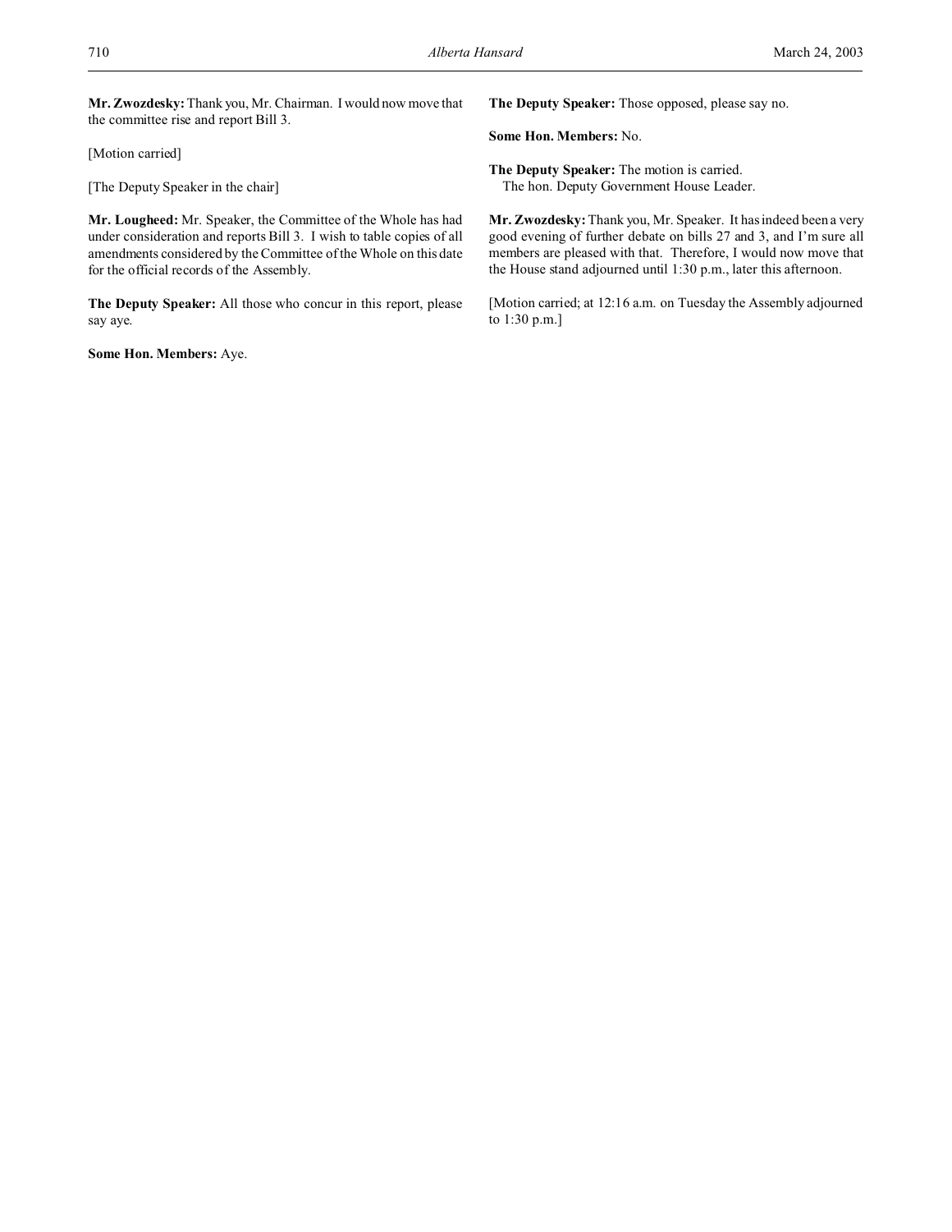**Mr. Zwozdesky:** Thank you, Mr. Chairman. I would now move that the committee rise and report Bill 3.

[Motion carried]

[The Deputy Speaker in the chair]

**Mr. Lougheed:** Mr. Speaker, the Committee of the Whole has had under consideration and reports Bill 3. I wish to table copies of all amendments considered by the Committee of the Whole on this date for the official records of the Assembly.

**The Deputy Speaker:** All those who concur in this report, please say aye.

**Some Hon. Members:** Aye.

**The Deputy Speaker:** Those opposed, please say no.

**Some Hon. Members:** No.

**The Deputy Speaker:** The motion is carried.
The hon. Deputy Government House Leader.

**Mr. Zwozdesky:** Thank you, Mr. Speaker. It has indeed been a very good evening of further debate on bills 27 and 3, and I'm sure all members are pleased with that. Therefore, I would now move that the House stand adjourned until 1:30 p.m., later this afternoon.

[Motion carried; at 12:16 a.m. on Tuesday the Assembly adjourned to 1:30 p.m.]